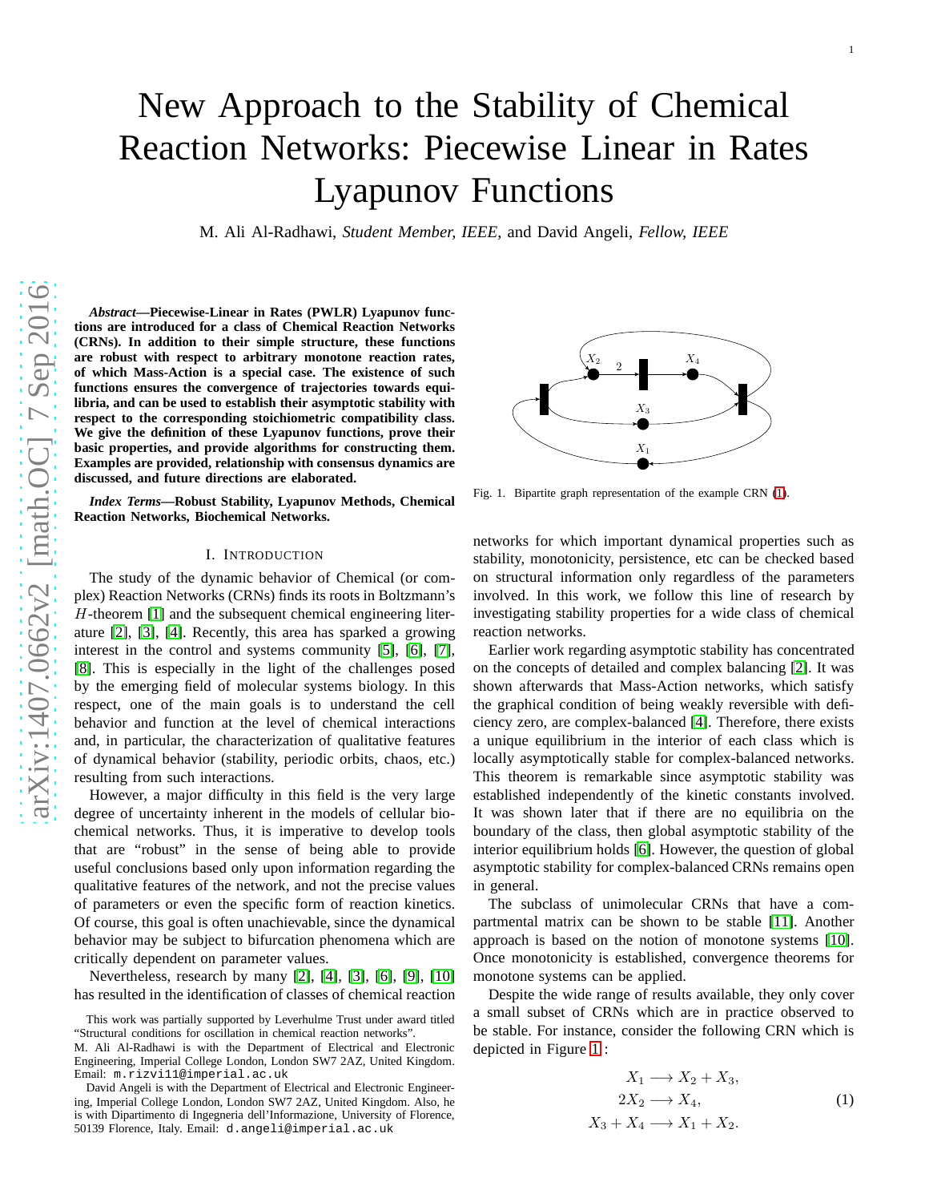# New Approach to the Stability of Chemical Reaction Networks: Piecewise Linear in Rates Lyapunov Functions

M. Ali Al-Radhawi, *Student Member, IEEE*, and David Angeli, *Fellow, IEEE*

***Abstract*—Piecewise-Linear in Rates (PWLR) Lyapunov functions are introduced for a class of Chemical Reaction Networks (CRNs). In addition to their simple structure, these functions are robust with respect to arbitrary monotone reaction rates, of which Mass-Action is a special case. The existence of such functions ensures the convergence of trajectories towards equilibria, and can be used to establish their asymptotic stability with respect to the corresponding stoichiometric compatibility class. We give the definition of these Lyapunov functions, prove their basic properties, and provide algorithms for constructing them. Examples are provided, relationship with consensus dynamics are discussed, and future directions are elaborated.**

***Index Terms*—Robust Stability, Lyapunov Methods, Chemical Reaction Networks, Biochemical Networks.**

## I. Introduction

The study of the dynamic behavior of Chemical (or complex) Reaction Networks (CRNs) finds its roots in Boltzmann's $H$-theorem [1] and the subsequent chemical engineering literature [2], [3], [4]. Recently, this area has sparked a growing interest in the control and systems community [5], [6], [7], [8]. This is especially in the light of the challenges posed by the emerging field of molecular systems biology. In this respect, one of the main goals is to understand the cell behavior and function at the level of chemical interactions and, in particular, the characterization of qualitative features of dynamical behavior (stability, periodic orbits, chaos, etc.) resulting from such interactions.

However, a major difficulty in this field is the very large degree of uncertainty inherent in the models of cellular biochemical networks. Thus, it is imperative to develop tools that are "robust" in the sense of being able to provide useful conclusions based only upon information regarding the qualitative features of the network, and not the precise values of parameters or even the specific form of reaction kinetics. Of course, this goal is often unachievable, since the dynamical behavior may be subject to bifurcation phenomena which are critically dependent on parameter values.

Nevertheless, research by many [2], [4], [3], [6], [9], [10] has resulted in the identification of classes of chemical reaction networks for which important dynamical properties such as stability, monotonicity, persistence, etc can be checked based on structural information only regardless of the parameters involved. In this work, we follow this line of research by investigating stability properties for a wide class of chemical reaction networks.

Earlier work regarding asymptotic stability has concentrated on the concepts of detailed and complex balancing [2]. It was shown afterwards that Mass-Action networks, which satisfy the graphical condition of being weakly reversible with deficiency zero, are complex-balanced [4]. Therefore, there exists a unique equilibrium in the interior of each class which is locally asymptotically stable for complex-balanced networks. This theorem is remarkable since asymptotic stability was established independently of the kinetic constants involved. It was shown later that if there are no equilibria on the boundary of the class, then global asymptotic stability of the interior equilibrium holds [6]. However, the question of global asymptotic stability for complex-balanced CRNs remains open in general.

The subclass of unimolecular CRNs that have a compartmental matrix can be shown to be stable [11]. Another approach is based on the notion of monotone systems [10]. Once monotonicity is established, convergence theorems for monotone systems can be applied.

Despite the wide range of results available, they only cover a small subset of CRNs which are in practice observed to be stable. For instance, consider the following CRN which is depicted in Figure 1 :

$$
\begin{aligned}
X_1 &\longrightarrow X_2 + X_3, \\
2X_2 &\longrightarrow X_4, \\
X_3 + X_4 &\longrightarrow X_1 + X_2.
\end{aligned}
\tag{1}
$$

Fig. 1. Bipartite graph representation of the example CRN (1).

This work was partially supported by Leverhulme Trust under award titled "Structural conditions for oscillation in chemical reaction networks".

M. Ali Al-Radhawi is with the Department of Electrical and Electronic Engineering, Imperial College London, London SW7 2AZ, United Kingdom. Email: m.rizvi11@imperial.ac.uk

David Angeli is with the Department of Electrical and Electronic Engineering, Imperial College London, London SW7 2AZ, United Kingdom. Also, he is with Dipartimento di Ingegneria dell'Informazione, University of Florence, 50139 Florence, Italy. Email: d.angeli@imperial.ac.uk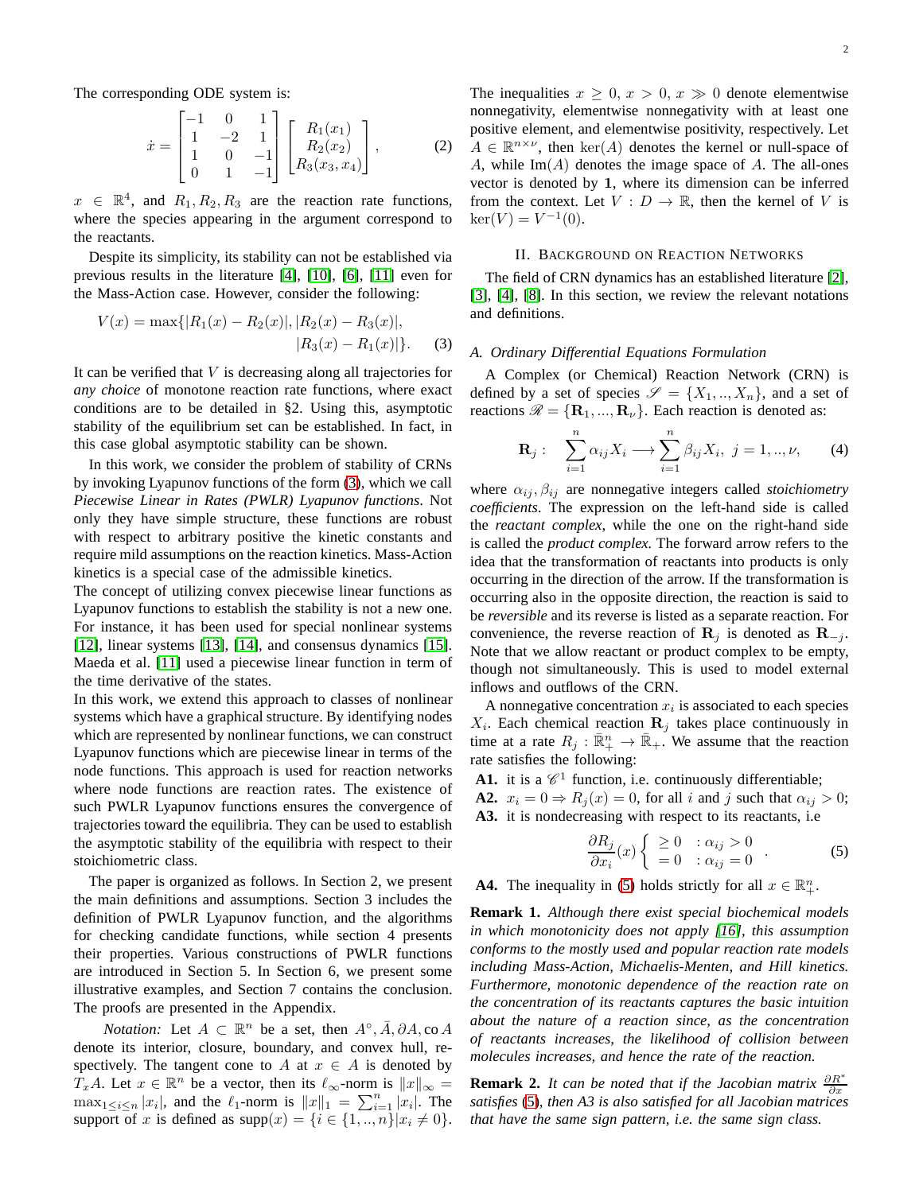The corresponding ODE system is:

$$\dot{x} = \begin{bmatrix} -1 & 0 & 1 \\ 1 & -2 & 1 \\ 1 & 0 & -1 \\ 0 & 1 & -1 \end{bmatrix} \begin{bmatrix} R_1(x_1) \\ R_2(x_2) \\ R_3(x_3, x_4) \end{bmatrix}, \qquad (2)$$

$x \in \mathbb{R}^4$, and $R_1, R_2, R_3$ are the reaction rate functions, where the species appearing in the argument correspond to the reactants.

Despite its simplicity, its stability can not be established via previous results in the literature [4], [10], [6], [11] even for the Mass-Action case. However, consider the following:

$$V(x) = \max\{|R_1(x) - R_2(x)|, |R_2(x) - R_3(x)|, |R_3(x) - R_1(x)|\}. \qquad (3)$$

It can be verified that $V$ is decreasing along all trajectories for *any choice* of monotone reaction rate functions, where exact conditions are to be detailed in §2. Using this, asymptotic stability of the equilibrium set can be established. In fact, in this case global asymptotic stability can be shown.

In this work, we consider the problem of stability of CRNs by invoking Lyapunov functions of the form (3), which we call *Piecewise Linear in Rates (PWLR) Lyapunov functions*. Not only they have simple structure, these functions are robust with respect to arbitrary positive the kinetic constants and require mild assumptions on the reaction kinetics. Mass-Action kinetics is a special case of the admissible kinetics.
The concept of utilizing convex piecewise linear functions as Lyapunov functions to establish the stability is not a new one. For instance, it has been used for special nonlinear systems [12], linear systems [13], [14], and consensus dynamics [15]. Maeda et al. [11] used a piecewise linear function in term of the time derivative of the states.
In this work, we extend this approach to classes of nonlinear systems which have a graphical structure. By identifying nodes which are represented by nonlinear functions, we can construct Lyapunov functions which are piecewise linear in terms of the node functions. This approach is used for reaction networks where node functions are reaction rates. The existence of such PWLR Lyapunov functions ensures the convergence of trajectories toward the equilibria. They can be used to establish the asymptotic stability of the equilibria with respect to their stoichiometric class.

The paper is organized as follows. In Section 2, we present the main definitions and assumptions. Section 3 includes the definition of PWLR Lyapunov function, and the algorithms for checking candidate functions, while section 4 presents their properties. Various constructions of PWLR functions are introduced in Section 5. In Section 6, we present some illustrative examples, and Section 7 contains the conclusion. The proofs are presented in the Appendix.

*Notation:* Let $A \subset \mathbb{R}^n$ be a set, then $A^\circ, \bar{A}, \partial A, \mathrm{co}\, A$ denote its interior, closure, boundary, and convex hull, respectively. The tangent cone to $A$ at $x \in A$ is denoted by $T_x A$. Let $x \in \mathbb{R}^n$ be a vector, then its $\ell_\infty$-norm is $\|x\|_\infty = \max_{1 \le i \le n} |x_i|$, and the $\ell_1$-norm is $\|x\|_1 = \sum_{i=1}^n |x_i|$. The support of $x$ is defined as $\mathrm{supp}(x) = \{i \in \{1,..,n\} | x_i \neq 0\}$. The inequalities $x \geq 0$, $x > 0$, $x \gg 0$ denote elementwise nonnegativity, elementwise nonnegativity with at least one positive element, and elementwise positivity, respectively. Let $A \in \mathbb{R}^{n \times \nu}$, then $\ker(A)$ denotes the kernel or null-space of $A$, while $\mathrm{Im}(A)$ denotes the image space of $A$. The all-ones vector is denoted by $\mathbf{1}$, where its dimension can be inferred from the context. Let $V : D \to \mathbb{R}$, then the kernel of $V$ is $\ker(V) = V^{-1}(0)$.

## II. Background on Reaction Networks

The field of CRN dynamics has an established literature [2], [3], [4], [8]. In this section, we review the relevant notations and definitions.

### A. Ordinary Differential Equations Formulation

A Complex (or Chemical) Reaction Network (CRN) is defined by a set of species $\mathscr{S} = \{X_1, .., X_n\}$, and a set of reactions $\mathscr{R} = \{\mathbf{R}_1, ..., \mathbf{R}_\nu\}$. Each reaction is denoted as:

$$\mathbf{R}_j : \quad \sum_{i=1}^n \alpha_{ij} X_i \longrightarrow \sum_{i=1}^n \beta_{ij} X_i, \; j = 1, .., \nu, \qquad (4)$$

where $\alpha_{ij}, \beta_{ij}$ are nonnegative integers called *stoichiometry coefficients*. The expression on the left-hand side is called the *reactant complex*, while the one on the right-hand side is called the *product complex*. The forward arrow refers to the idea that the transformation of reactants into products is only occurring in the direction of the arrow. If the transformation is occurring also in the opposite direction, the reaction is said to be *reversible* and its reverse is listed as a separate reaction. For convenience, the reverse reaction of $\mathbf{R}_j$ is denoted as $\mathbf{R}_{-j}$. Note that we allow reactant or product complex to be empty, though not simultaneously. This is used to model external inflows and outflows of the CRN.

A nonnegative concentration $x_i$ is associated to each species $X_i$. Each chemical reaction $\mathbf{R}_j$ takes place continuously in time at a rate $R_j : \bar{\mathbb{R}}_+^n \to \bar{\mathbb{R}}_+$. We assume that the reaction rate satisfies the following:

**A1.** it is a $\mathscr{C}^1$ function, i.e. continuously differentiable;
**A2.** $x_i = 0 \Rightarrow R_j(x) = 0$, for all $i$ and $j$ such that $\alpha_{ij} > 0$;
**A3.** it is nondecreasing with respect to its reactants, i.e

$$\frac{\partial R_j}{\partial x_i}(x) \begin{cases} \geq 0 & : \alpha_{ij} > 0 \\ = 0 & : \alpha_{ij} = 0 \end{cases}. \qquad (5)$$

**A4.** The inequality in (5) holds strictly for all $x \in \mathbb{R}_+^n$.

**Remark 1.** *Although there exist special biochemical models in which monotonicity does not apply [16], this assumption conforms to the mostly used and popular reaction rate models including Mass-Action, Michaelis-Menten, and Hill kinetics. Furthermore, monotonic dependence of the reaction rate on the concentration of its reactants captures the basic intuition about the nature of a reaction since, as the concentration of reactants increases, the likelihood of collision between molecules increases, and hence the rate of the reaction.*

**Remark 2.** *It can be noted that if the Jacobian matrix $\frac{\partial R^*}{\partial x}$ satisfies (5), then A3 is also satisfied for all Jacobian matrices that have the same sign pattern, i.e. the same sign class.*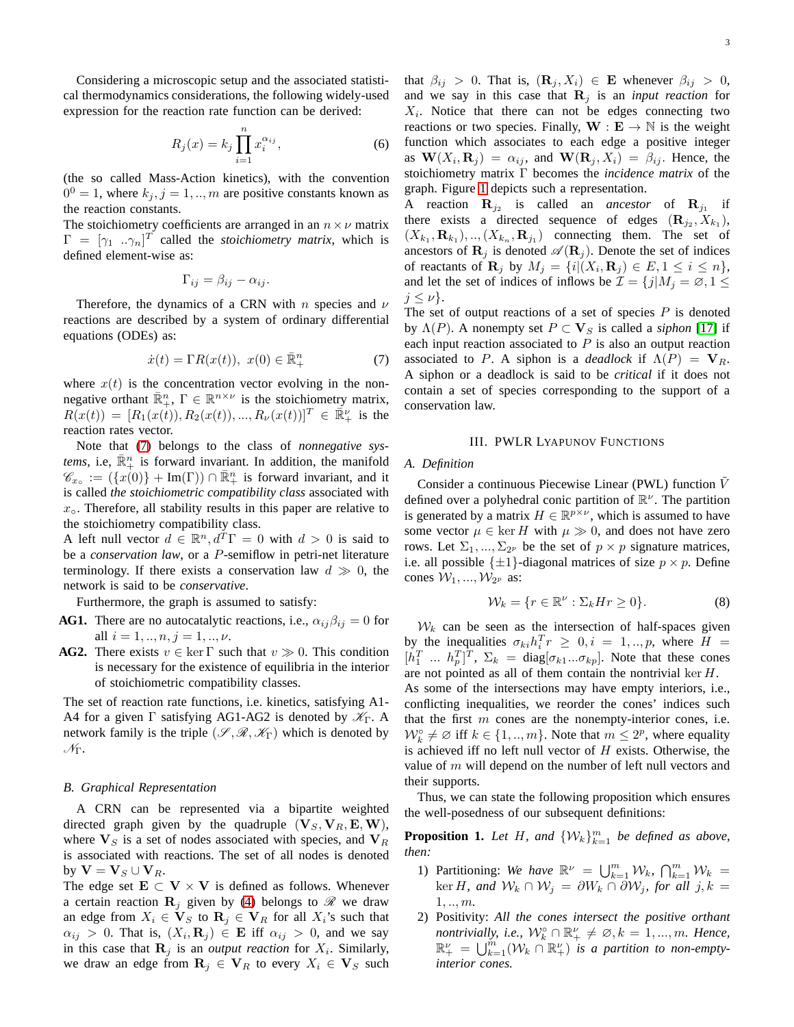Considering a microscopic setup and the associated statistical thermodynamics considerations, the following widely-used expression for the reaction rate function can be derived:

$$R_j(x) = k_j \prod_{i=1}^{n} x_i^{\alpha_{ij}}, \tag{6}$$

(the so called Mass-Action kinetics), with the convention $0^0 = 1$, where $k_j, j = 1,..,m$ are positive constants known as the reaction constants.

The stoichiometry coefficients are arranged in an $n \times \nu$ matrix $\Gamma = [\gamma_1 \ .. \gamma_n]^T$ called the *stoichiometry matrix*, which is defined element-wise as:

$$\Gamma_{ij} = \beta_{ij} - \alpha_{ij}.$$

Therefore, the dynamics of a CRN with $n$ species and $\nu$ reactions are described by a system of ordinary differential equations (ODEs) as:

$$\dot{x}(t) = \Gamma R(x(t)), \ x(0) \in \bar{\mathbb{R}}_+^n \tag{7}$$

where $x(t)$ is the concentration vector evolving in the non-negative orthant $\bar{\mathbb{R}}_+^n$, $\Gamma \in \mathbb{R}^{n \times \nu}$ is the stoichiometry matrix, $R(x(t)) = [R_1(x(t)), R_2(x(t)), ..., R_\nu(x(t))]^T \in \bar{\mathbb{R}}_+^\nu$ is the reaction rates vector.

Note that (7) belongs to the class of *nonnegative systems*, i.e, $\bar{\mathbb{R}}_+^n$ is forward invariant. In addition, the manifold $\mathscr{C}_{x_\circ} := (\{x(0)\} + \mathrm{Im}(\Gamma)) \cap \bar{\mathbb{R}}_+^n$ is forward invariant, and it is called *the stoichiometric compatibility class* associated with $x_\circ$. Therefore, all stability results in this paper are relative to the stoichiometric compatibility class.

A left null vector $d \in \mathbb{R}^n, d^T\Gamma = 0$ with $d > 0$ is said to be a *conservation law*, or a $P$-semiflow in petri-net literature terminology. If there exists a conservation law $d \gg 0$, the network is said to be *conservative*.

Furthermore, the graph is assumed to satisfy:

- **AG1.** There are no autocatalytic reactions, i.e., $\alpha_{ij}\beta_{ij} = 0$ for all $i = 1,..,n, j = 1,..,\nu$.
- **AG2.** There exists $v \in \ker \Gamma$ such that $v \gg 0$. This condition is necessary for the existence of equilibria in the interior of stoichiometric compatibility classes.

The set of reaction rate functions, i.e. kinetics, satisfying A1-A4 for a given $\Gamma$ satisfying AG1-AG2 is denoted by $\mathscr{K}_\Gamma$. A network family is the triple $(\mathscr{S}, \mathscr{R}, \mathscr{K}_\Gamma)$ which is denoted by $\mathscr{N}_\Gamma$.

### B. Graphical Representation

A CRN can be represented via a bipartite weighted directed graph given by the quadruple $(\mathbf{V}_S, \mathbf{V}_R, \mathbf{E}, \mathbf{W})$, where $\mathbf{V}_S$ is a set of nodes associated with species, and $\mathbf{V}_R$ is associated with reactions. The set of all nodes is denoted by $\mathbf{V} = \mathbf{V}_S \cup \mathbf{V}_R$.

The edge set $\mathbf{E} \subset \mathbf{V} \times \mathbf{V}$ is defined as follows. Whenever a certain reaction $\mathbf{R}_j$ given by (4) belongs to $\mathscr{R}$ we draw an edge from $X_i \in \mathbf{V}_S$ to $\mathbf{R}_j \in \mathbf{V}_R$ for all $X_i$'s such that $\alpha_{ij} > 0$. That is, $(X_i, \mathbf{R}_j) \in \mathbf{E}$ iff $\alpha_{ij} > 0$, and we say in this case that $\mathbf{R}_j$ is an *output reaction* for $X_i$. Similarly, we draw an edge from $\mathbf{R}_j \in \mathbf{V}_R$ to every $X_i \in \mathbf{V}_S$ such that $\beta_{ij} > 0$. That is, $(\mathbf{R}_j, X_i) \in \mathbf{E}$ whenever $\beta_{ij} > 0$, and we say in this case that $\mathbf{R}_j$ is an *input reaction* for $X_i$. Notice that there can not be edges connecting two reactions or two species. Finally, $\mathbf{W} : \mathbf{E} \to \mathbb{N}$ is the weight function which associates to each edge a positive integer as $\mathbf{W}(X_i, \mathbf{R}_j) = \alpha_{ij}$, and $\mathbf{W}(\mathbf{R}_j, X_i) = \beta_{ij}$. Hence, the stoichiometry matrix $\Gamma$ becomes the *incidence matrix* of the graph. Figure 1 depicts such a representation.

A reaction $\mathbf{R}_{j_2}$ is called an *ancestor* of $\mathbf{R}_{j_1}$ if there exists a directed sequence of edges $(\mathbf{R}_{j_2}, X_{k_1})$, $(X_{k_1}, \mathbf{R}_{k_1}), .., (X_{k_n}, \mathbf{R}_{j_1})$ connecting them. The set of ancestors of $\mathbf{R}_j$ is denoted $\mathscr{A}(\mathbf{R}_j)$. Denote the set of indices of reactants of $\mathbf{R}_j$ by $M_j = \{i | (X_i, \mathbf{R}_j) \in E, 1 \le i \le n\}$, and let the set of indices of inflows be $\mathcal{I} = \{j | M_j = \varnothing, 1 \le j \le \nu\}$.

The set of output reactions of a set of species $P$ is denoted by $\Lambda(P)$. A nonempty set $P \subset \mathbf{V}_S$ is called a *siphon* [17] if each input reaction associated to $P$ is also an output reaction associated to $P$. A siphon is a *deadlock* if $\Lambda(P) = \mathbf{V}_R$. A siphon or a deadlock is said to be *critical* if it does not contain a set of species corresponding to the support of a conservation law.

## III. PWLR Lyapunov Functions

### A. Definition

Consider a continuous Piecewise Linear (PWL) function $\tilde{V}$ defined over a polyhedral conic partition of $\mathbb{R}^\nu$. The partition is generated by a matrix $H \in \mathbb{R}^{p \times \nu}$, which is assumed to have some vector $\mu \in \ker H$ with $\mu \gg 0$, and does not have zero rows. Let $\Sigma_1, ..., \Sigma_{2^p}$ be the set of $p \times p$ signature matrices, i.e. all possible $\{\pm 1\}$-diagonal matrices of size $p \times p$. Define cones $\mathcal{W}_1, ..., \mathcal{W}_{2^p}$ as:

$$\mathcal{W}_k = \{r \in \mathbb{R}^\nu : \Sigma_k H r \ge 0\}. \tag{8}$$

$\mathcal{W}_k$ can be seen as the intersection of half-spaces given by the inequalities $\sigma_{ki} h_i^T r \ge 0, i = 1,..,p$, where $H = [h_1^T \ ... \ h_p^T]^T$, $\Sigma_k = \mathrm{diag}[\sigma_{k1}...\sigma_{kp}]$. Note that these cones are not pointed as all of them contain the nontrivial $\ker H$.

As some of the intersections may have empty interiors, i.e., conflicting inequalities, we reorder the cones' indices such that the first $m$ cones are the nonempty-interior cones, i.e. $\mathcal{W}_k^\circ \ne \varnothing$ iff $k \in \{1,..,m\}$. Note that $m \le 2^p$, where equality is achieved iff no left null vector of $H$ exists. Otherwise, the value of $m$ will depend on the number of left null vectors and their supports.

Thus, we can state the following proposition which ensures the well-posedness of our subsequent definitions:

**Proposition 1.** *Let $H$, and $\{\mathcal{W}_k\}_{k=1}^m$ be defined as above, then:*

1) Partitioning: *We have $\mathbb{R}^\nu = \bigcup_{k=1}^m \mathcal{W}_k$, $\bigcap_{k=1}^m \mathcal{W}_k = \ker H$, and $\mathcal{W}_k \cap \mathcal{W}_j = \partial W_k \cap \partial \mathcal{W}_j$, for all $j, k = 1,..,m$.*
2) Positivity: *All the cones intersect the positive orthant nontrivially, i.e., $\mathcal{W}_k^\circ \cap \mathbb{R}_+^\nu \ne \varnothing, k = 1, ..., m$. Hence, $\mathbb{R}_+^\nu = \bigcup_{k=1}^m (\mathcal{W}_k \cap \mathbb{R}_+^\nu)$ is a partition to non-empty-interior cones.*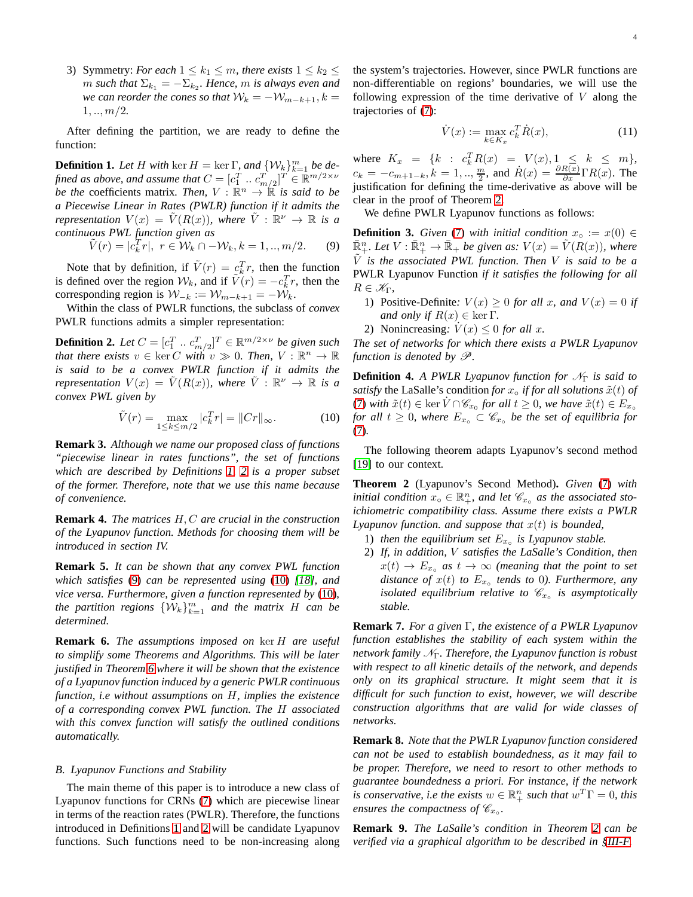3) Symmetry: *For each $1 \le k_1 \le m$, there exists $1 \le k_2 \le m$ such that $\Sigma_{k_1} = -\Sigma_{k_2}$. Hence, $m$ is always even and we can reorder the cones so that $\mathcal{W}_k = -\mathcal{W}_{m-k+1}, k = 1, .., m/2$.*

After defining the partition, we are ready to define the function:

**Definition 1.** *Let $H$ with $\ker H = \ker \Gamma$, and $\{\mathcal{W}_k\}_{k=1}^m$ be defined as above, and assume that $C = [c_1^T \; .. \; c_{m/2}^T]^T \in \mathbb{R}^{m/2 \times \nu}$ be the* coefficients matrix*. Then, $V : \mathbb{R}^n \to \mathbb{R}$ is said to be a Piecewise Linear in Rates (PWLR) function if it admits the representation $V(x) = \tilde{V}(R(x))$, where $\tilde{V} : \mathbb{R}^\nu \to \mathbb{R}$ is a continuous PWL function given as*

$$\tilde{V}(r) = |c_k^T r|, \;\; r \in \mathcal{W}_k \cap -\mathcal{W}_k, k = 1, .., m/2. \tag{9}$$

Note that by definition, if $\tilde{V}(r) = c_k^T r$, then the function is defined over the region $\mathcal{W}_k$, and if $\tilde{V}(r) = -c_k^T r$, then the corresponding region is $\mathcal{W}_{-k} := \mathcal{W}_{m-k+1} = -\mathcal{W}_k$.

Within the class of PWLR functions, the subclass of *convex* PWLR functions admits a simpler representation:

**Definition 2.** *Let $C = [c_1^T \; .. \; c_{m/2}^T]^T \in \mathbb{R}^{m/2 \times \nu}$ be given such that there exists $v \in \ker C$ with $v \gg 0$. Then, $V : \mathbb{R}^n \to \mathbb{R}$ is said to be a convex PWLR function if it admits the representation $V(x) = \tilde{V}(R(x))$, where $\tilde{V} : \mathbb{R}^\nu \to \mathbb{R}$ is a convex PWL given by*

$$\tilde{V}(r) = \max_{1 \le k \le m/2} |c_k^T r| = \|Cr\|_\infty. \tag{10}$$

**Remark 3.** *Although we name our proposed class of functions "piecewise linear in rates functions", the set of functions which are described by Definitions 1, 2 is a proper subset of the former. Therefore, note that we use this name because of convenience.*

**Remark 4.** *The matrices $H, C$ are crucial in the construction of the Lyapunov function. Methods for choosing them will be introduced in section IV.*

**Remark 5.** *It can be shown that any convex PWL function which satisfies (9) can be represented using (10) [18], and vice versa. Furthermore, given a function represented by (10), the partition regions $\{\mathcal{W}_k\}_{k=1}^m$ and the matrix $H$ can be determined.*

**Remark 6.** *The assumptions imposed on $\ker H$ are useful to simplify some Theorems and Algorithms. This will be later justified in Theorem 6 where it will be shown that the existence of a Lyapunov function induced by a generic PWLR continuous function, i.e without assumptions on $H$, implies the existence of a corresponding convex PWL function. The $H$ associated with this convex function will satisfy the outlined conditions automatically.*

### B. Lyapunov Functions and Stability

The main theme of this paper is to introduce a new class of Lyapunov functions for CRNs (7) which are piecewise linear in terms of the reaction rates (PWLR). Therefore, the functions introduced in Definitions 1 and 2 will be candidate Lyapunov functions. Such functions need to be non-increasing along the system's trajectories. However, since PWLR functions are non-differentiable on regions' boundaries, we will use the following expression of the time derivative of $V$ along the trajectories of (7):

$$\dot{V}(x) := \max_{k \in K_x} c_k^T \dot{R}(x), \tag{11}$$

where $K_x = \{k : c_k^T R(x) = V(x), 1 \le k \le m\}$, $c_k = -c_{m+1-k}, k = 1, .., \frac{m}{2}$, and $\dot{R}(x) = \frac{\partial R(x)}{\partial x} \Gamma R(x)$. The justification for defining the time-derivative as above will be clear in the proof of Theorem 2.

We define PWLR Lyapunov functions as follows:

**Definition 3.** *Given (7) with initial condition $x_\circ := x(0) \in \bar{\mathbb{R}}_+^n$. Let $V : \bar{\mathbb{R}}_+^n \to \bar{\mathbb{R}}_+$ be given as: $V(x) = \tilde{V}(R(x))$, where $\tilde{V}$ is the associated PWL function. Then $V$ is said to be a PWLR Lyapunov Function if it satisfies the following for all $R \in \mathscr{K}_\Gamma$,*

1) Positive-Definite*: $V(x) \ge 0$ for all $x$, and $V(x) = 0$ if and only if $R(x) \in \ker \Gamma$.*
2) Nonincreasing*: $\dot{V}(x) \le 0$ for all $x$.*

*The set of networks for which there exists a PWLR Lyapunov function is denoted by $\mathscr{P}$.*

**Definition 4.** *A PWLR Lyapunov function for $\mathscr{N}_\Gamma$ is said to satisfy* the LaSalle's condition *for $x_\circ$ if for all solutions $\tilde{x}(t)$ of (7) with $\tilde{x}(t) \in \ker \dot{V} \cap \mathscr{C}_{x_\circ}$ for all $t \ge 0$, we have $\tilde{x}(t) \in E_{x_\circ}$ for all $t \ge 0$, where $E_{x_\circ} \subset \mathscr{C}_{x_\circ}$ be the set of equilibria for (7).*

The following theorem adapts Lyapunov's second method [19] to our context.

**Theorem 2** (Lyapunov's Second Method)**.** *Given (7) with initial condition $x_\circ \in \mathbb{R}_+^n$, and let $\mathscr{C}_{x_\circ}$ as the associated stoichiometric compatibility class. Assume there exists a PWLR Lyapunov function. and suppose that $x(t)$ is bounded,*

1) *then the equilibrium set $E_{x_\circ}$ is Lyapunov stable.*
2) *If, in addition, $V$ satisfies the LaSalle's Condition, then $x(t) \to E_{x_\circ}$ as $t \to \infty$ (meaning that the point to set distance of $x(t)$ to $E_{x_\circ}$ tends to 0). Furthermore, any isolated equilibrium relative to $\mathscr{C}_{x_\circ}$ is asymptotically stable.*

**Remark 7.** *For a given $\Gamma$, the existence of a PWLR Lyapunov function establishes the stability of each system within the network family $\mathscr{N}_\Gamma$. Therefore, the Lyapunov function is robust with respect to all kinetic details of the network, and depends only on its graphical structure. It might seem that it is difficult for such function to exist, however, we will describe construction algorithms that are valid for wide classes of networks.*

**Remark 8.** *Note that the PWLR Lyapunov function considered can not be used to establish boundedness, as it may fail to be proper. Therefore, we need to resort to other methods to guarantee boundedness a priori. For instance, if the network is conservative, i.e the exists $w \in \mathbb{R}_+^n$ such that $w^T \Gamma = 0$, this ensures the compactness of $\mathscr{C}_{x_\circ}$.*

**Remark 9.** *The LaSalle's condition in Theorem 2 can be verified via a graphical algorithm to be described in §III-F.*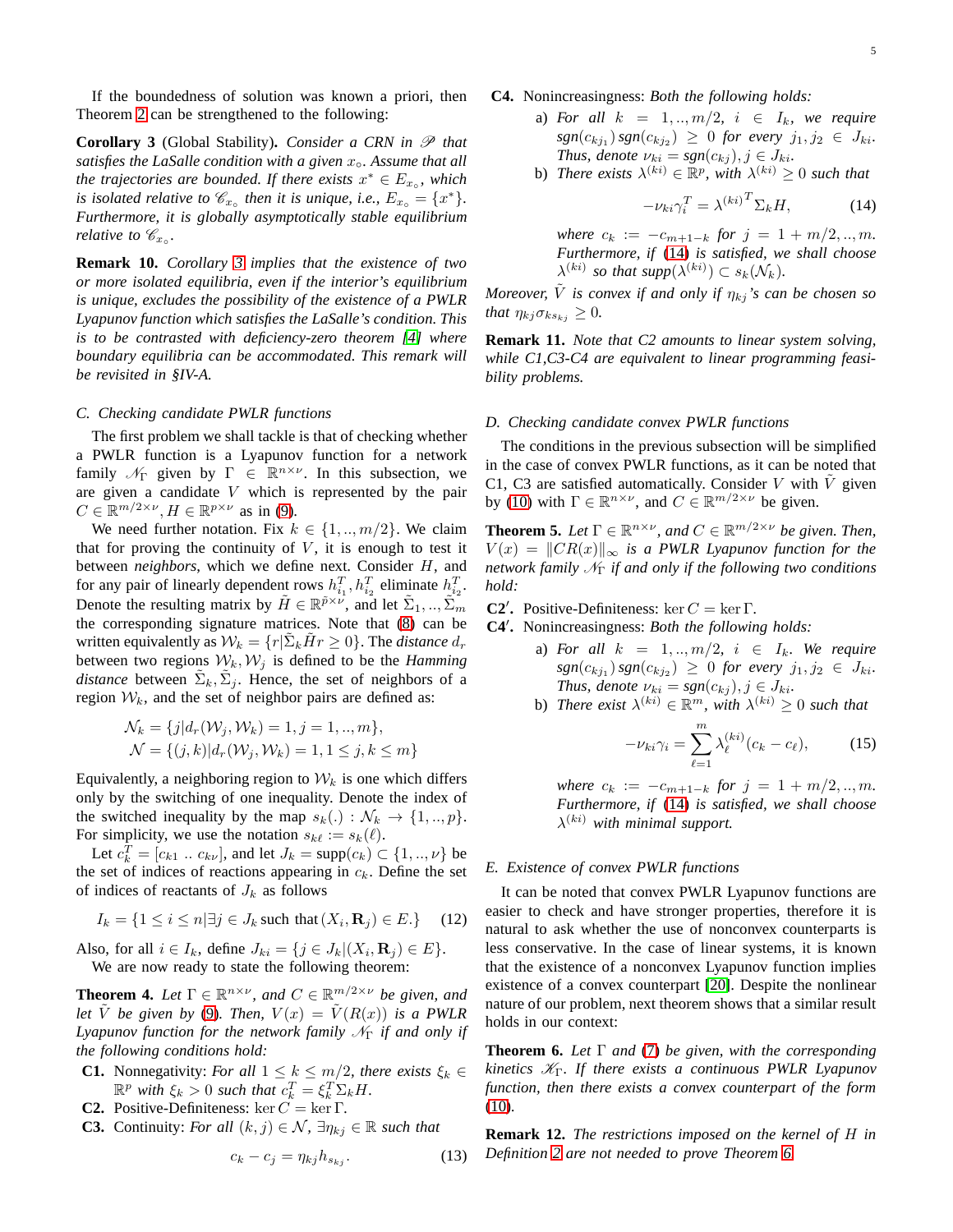If the boundedness of solution was known a priori, then Theorem 2 can be strengthened to the following:

**Corollary 3** (Global Stability)**.** *Consider a CRN in $\mathscr{P}$ that satisfies the LaSalle condition with a given $x_\circ$. Assume that all the trajectories are bounded. If there exists $x^* \in E_{x_\circ}$, which is isolated relative to $\mathscr{C}_{x_\circ}$ then it is unique, i.e., $E_{x_\circ} = \{x^*\}$. Furthermore, it is globally asymptotically stable equilibrium relative to $\mathscr{C}_{x_\circ}$.*

**Remark 10.** *Corollary 3 implies that the existence of two or more isolated equilibria, even if the interior's equilibrium is unique, excludes the possibility of the existence of a PWLR Lyapunov function which satisfies the LaSalle's condition. This is to be contrasted with deficiency-zero theorem [4] where boundary equilibria can be accommodated. This remark will be revisited in §IV-A.*

### C. Checking candidate PWLR functions

The first problem we shall tackle is that of checking whether a PWLR function is a Lyapunov function for a network family $\mathscr{N}_\Gamma$ given by $\Gamma \in \mathbb{R}^{n\times\nu}$. In this subsection, we are given a candidate $V$ which is represented by the pair $C \in \mathbb{R}^{m/2\times\nu}, H \in \mathbb{R}^{p\times\nu}$ as in (9).

We need further notation. Fix $k \in \{1,..,m/2\}$. We claim that for proving the continuity of $V$, it is enough to test it between *neighbors*, which we define next. Consider $H$, and for any pair of linearly dependent rows $h_{i_1}^T, h_{i_2}^T$ eliminate $h_{i_2}^T$. Denote the resulting matrix by $\tilde{H} \in \mathbb{R}^{\tilde{p}\times\nu}$, and let $\tilde{\Sigma}_1,..,\tilde{\Sigma}_m$ the corresponding signature matrices. Note that (8) can be written equivalently as $\mathcal{W}_k = \{r|\tilde{\Sigma}_k\tilde{H}r \geq 0\}$. The *distance* $d_r$ between two regions $\mathcal{W}_k, \mathcal{W}_j$ is defined to be the *Hamming distance* between $\tilde{\Sigma}_k, \tilde{\Sigma}_j$. Hence, the set of neighbors of a region $\mathcal{W}_k$, and the set of neighbor pairs are defined as:

$$\mathcal{N}_k = \{j|d_r(\mathcal{W}_j,\mathcal{W}_k) = 1, j = 1,..,m\},$$
$$\mathcal{N} = \{(j,k)|d_r(\mathcal{W}_j,\mathcal{W}_k) = 1, 1 \leq j,k \leq m\}$$

Equivalently, a neighboring region to $\mathcal{W}_k$ is one which differs only by the switching of one inequality. Denote the index of the switched inequality by the map $s_k(.) : \mathcal{N}_k \to \{1,..,p\}$. For simplicity, we use the notation $s_{k\ell} := s_k(\ell)$.

Let $c_k^T = [c_{k1} \ .. \ c_{k\nu}]$, and let $J_k = \mathrm{supp}(c_k) \subset \{1,..,\nu\}$ be the set of indices of reactions appearing in $c_k$. Define the set of indices of reactants of $J_k$ as follows

$$I_k = \{1 \leq i \leq n | \exists j \in J_k \text{ such that } (X_i, \mathbf{R}_j) \in E.\} \quad (12)$$

Also, for all $i \in I_k$, define $J_{ki} = \{j \in J_k | (X_i, \mathbf{R}_j) \in E\}$.

We are now ready to state the following theorem:

**Theorem 4.** *Let $\Gamma \in \mathbb{R}^{n\times\nu}$, and $C \in \mathbb{R}^{m/2\times\nu}$ be given, and let $\tilde{V}$ be given by (9). Then, $V(x) = \tilde{V}(R(x))$ is a PWLR Lyapunov function for the network family $\mathscr{N}_\Gamma$ if and only if the following conditions hold:*

- **C1.** Nonnegativity: *For all $1 \leq k \leq m/2$, there exists $\xi_k \in \mathbb{R}^p$ with $\xi_k > 0$ such that $c_k^T = \xi_k^T \Sigma_k H$.*
- **C2.** Positive-Definiteness: $\ker C = \ker \Gamma$.
- **C3.** Continuity: *For all $(k,j) \in \mathcal{N}$, $\exists \eta_{kj} \in \mathbb{R}$ such that*

$$c_k - c_j = \eta_{kj} h_{s_{kj}}. \quad (13)$$

- **C4.** Nonincreasingness: *Both the following holds:*
  - a) *For all $k = 1,..,m/2$, $i \in I_k$, we require $sgn(c_{kj_1})\, sgn(c_{kj_2}) \geq 0$ for every $j_1, j_2 \in J_{ki}$. Thus, denote $\nu_{ki} = sgn(c_{kj}), j \in J_{ki}$.*
  - b) *There exists $\lambda^{(ki)} \in \mathbb{R}^p$, with $\lambda^{(ki)} \geq 0$ such that*

$$-\nu_{ki}\gamma_i^T = {\lambda^{(ki)}}^T \Sigma_k H, \quad (14)$$

*where $c_k := -c_{m+1-k}$ for $j = 1 + m/2,..,m$. Furthermore, if (14) is satisfied, we shall choose $\lambda^{(ki)}$ so that $supp(\lambda^{(ki)}) \subset s_k(\mathcal{N}_k)$.*

*Moreover, $\tilde{V}$ is convex if and only if $\eta_{kj}$'s can be chosen so that $\eta_{kj}\sigma_{ks_{kj}} \geq 0$.*

**Remark 11.** *Note that C2 amounts to linear system solving, while C1,C3-C4 are equivalent to linear programming feasibility problems.*

### D. Checking candidate convex PWLR functions

The conditions in the previous subsection will be simplified in the case of convex PWLR functions, as it can be noted that C1, C3 are satisfied automatically. Consider $V$ with $\tilde{V}$ given by (10) with $\Gamma \in \mathbb{R}^{n\times\nu}$, and $C \in \mathbb{R}^{m/2\times\nu}$ be given.

**Theorem 5.** *Let $\Gamma \in \mathbb{R}^{n\times\nu}$, and $C \in \mathbb{R}^{m/2\times\nu}$ be given. Then, $V(x) = \|CR(x)\|_\infty$ is a PWLR Lyapunov function for the network family $\mathscr{N}_\Gamma$ if and only if the following two conditions hold:*

- **C2′.** Positive-Definiteness: $\ker C = \ker \Gamma$.
- **C4′.** Nonincreasingness: *Both the following holds:*
  - a) *For all $k = 1,..,m/2$, $i \in I_k$. We require $sgn(c_{kj_1})\, sgn(c_{kj_2}) \geq 0$ for every $j_1, j_2 \in J_{ki}$. Thus, denote $\nu_{ki} = sgn(c_{kj}), j \in J_{ki}$.*
  - b) *There exist $\lambda^{(ki)} \in \mathbb{R}^m$, with $\lambda^{(ki)} \geq 0$ such that*

$$-\nu_{ki}\gamma_i = \sum_{\ell=1}^{m} \lambda_\ell^{(ki)}(c_k - c_\ell), \quad (15)$$

*where $c_k := -c_{m+1-k}$ for $j = 1 + m/2,..,m$. Furthermore, if (14) is satisfied, we shall choose $\lambda^{(ki)}$ with minimal support.*

### E. Existence of convex PWLR functions

It can be noted that convex PWLR Lyapunov functions are easier to check and have stronger properties, therefore it is natural to ask whether the use of nonconvex counterparts is less conservative. In the case of linear systems, it is known that the existence of a nonconvex Lyapunov function implies existence of a convex counterpart [20]. Despite the nonlinear nature of our problem, next theorem shows that a similar result holds in our context:

**Theorem 6.** *Let $\Gamma$ and (7) be given, with the corresponding kinetics $\mathscr{K}_\Gamma$. If there exists a continuous PWLR Lyapunov function, then there exists a convex counterpart of the form (10).*

**Remark 12.** *The restrictions imposed on the kernel of $H$ in Definition 2 are not needed to prove Theorem 6.*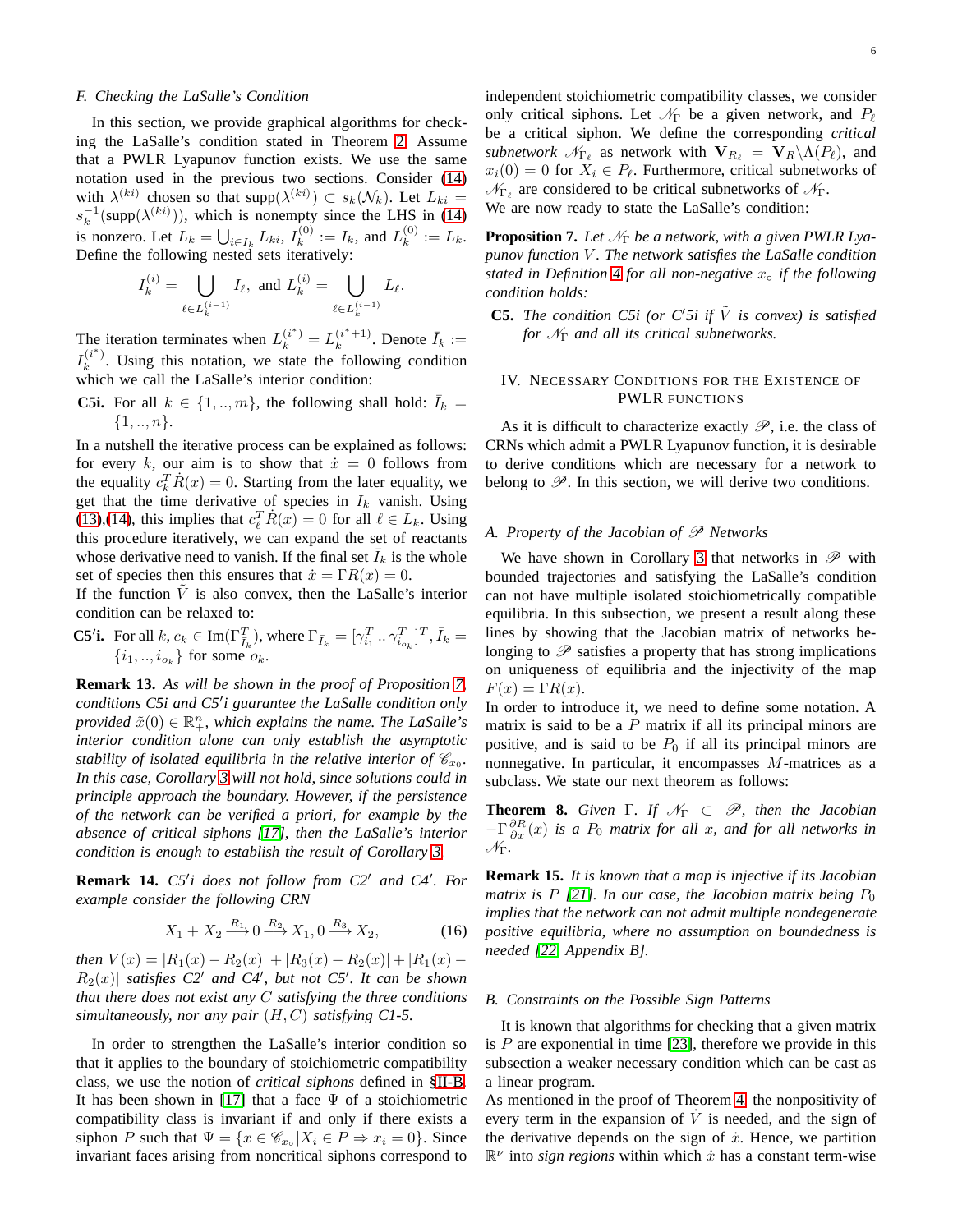### F. Checking the LaSalle's Condition

In this section, we provide graphical algorithms for checking the LaSalle's condition stated in Theorem 2. Assume that a PWLR Lyapunov function exists. We use the same notation used in the previous two sections. Consider (14) with $\lambda^{(ki)}$ chosen so that $\mathrm{supp}(\lambda^{(ki)}) \subset s_k(\mathcal{N}_k)$. Let $L_{ki} = s_k^{-1}(\mathrm{supp}(\lambda^{(ki)}))$, which is nonempty since the LHS in (14) is nonzero. Let $L_k = \bigcup_{i \in I_k} L_{ki}$, $I_k^{(0)} := I_k$, and $L_k^{(0)} := L_k$. Define the following nested sets iteratively:

$$I_k^{(i)} = \bigcup_{\ell \in L_k^{(i-1)}} I_\ell, \text{ and } L_k^{(i)} = \bigcup_{\ell \in L_k^{(i-1)}} L_\ell.$$

The iteration terminates when $L_k^{(i^*)} = L_k^{(i^*+1)}$. Denote $\bar{I}_k := I_k^{(i^*)}$. Using this notation, we state the following condition which we call the LaSalle's interior condition:

**C5i.** For all $k \in \{1,..,m\}$, the following shall hold: $\bar{I}_k = \{1,..,n\}$.

In a nutshell the iterative process can be explained as follows: for every $k$, our aim is to show that $\dot{x} = 0$ follows from the equality $c_k^T \dot{R}(x) = 0$. Starting from the later equality, we get that the time derivative of species in $I_k$ vanish. Using (13),(14), this implies that $c_\ell^T \dot{R}(x) = 0$ for all $\ell \in L_k$. Using this procedure iteratively, we can expand the set of reactants whose derivative need to vanish. If the final set $\bar{I}_k$ is the whole set of species then this ensures that $\dot{x} = \Gamma R(x) = 0$.

If the function $\tilde{V}$ is also convex, then the LaSalle's interior condition can be relaxed to:

**C5$'$i.** For all $k$, $c_k \in \mathrm{Im}(\Gamma_{\bar{I}_k}^T)$, where $\Gamma_{\bar{I}_k} = [\gamma_{i_1}^T .. \gamma_{i_{o_k}}^T]^T, \bar{I}_k = \{i_1,..,i_{o_k}\}$ for some $o_k$.

**Remark 13.** *As will be shown in the proof of Proposition 7, conditions C5i and C5$'$i guarantee the LaSalle condition only provided $\tilde{x}(0) \in \mathbb{R}_+^n$, which explains the name. The LaSalle's interior condition alone can only establish the asymptotic stability of isolated equilibria in the relative interior of $\mathscr{C}_{x_0}$. In this case, Corollary 3 will not hold, since solutions could in principle approach the boundary. However, if the persistence of the network can be verified a priori, for example by the absence of critical siphons [17], then the LaSalle's interior condition is enough to establish the result of Corollary 3.*

**Remark 14.** *C5$'$i does not follow from C2$'$ and C4$'$. For example consider the following CRN*

$$X_1 + X_2 \xrightarrow{R_1} 0 \xrightarrow{R_2} X_1, 0 \xrightarrow{R_3} X_2, \tag{16}$$

*then $V(x) = |R_1(x) - R_2(x)| + |R_3(x) - R_2(x)| + |R_1(x) - R_2(x)|$ satisfies C2$'$ and C4$'$, but not C5$'$. It can be shown that there does not exist any $C$ satisfying the three conditions simultaneously, nor any pair $(H, C)$ satisfying C1-5.*

In order to strengthen the LaSalle's interior condition so that it applies to the boundary of stoichiometric compatibility class, we use the notion of *critical siphons* defined in §II-B. It has been shown in [17] that a face $\Psi$ of a stoichiometric compatibility class is invariant if and only if there exists a siphon $P$ such that $\Psi = \{x \in \mathscr{C}_{x_\circ} | X_i \in P \Rightarrow x_i = 0\}$. Since invariant faces arising from noncritical siphons correspond to independent stoichiometric compatibility classes, we consider only critical siphons. Let $\mathscr{N}_\Gamma$ be a given network, and $P_\ell$ be a critical siphon. We define the corresponding *critical subnetwork* $\mathscr{N}_{\Gamma_\ell}$ as network with $\mathbf{V}_{R_\ell} = \mathbf{V}_R \backslash \Lambda(P_\ell)$, and $x_i(0) = 0$ for $X_i \in P_\ell$. Furthermore, critical subnetworks of $\mathscr{N}_{\Gamma_\ell}$ are considered to be critical subnetworks of $\mathscr{N}_\Gamma$.

We are now ready to state the LaSalle's condition:

**Proposition 7.** *Let $\mathscr{N}_\Gamma$ be a network, with a given PWLR Lyapunov function $V$. The network satisfies the LaSalle condition stated in Definition 4 for all non-negative $x_\circ$ if the following condition holds:*

**C5.** *The condition C5i (or C$'$5i if $\tilde{V}$ is convex) is satisfied for $\mathscr{N}_\Gamma$ and all its critical subnetworks.*

## IV. Necessary Conditions for the Existence of PWLR Functions

As it is difficult to characterize exactly $\mathscr{P}$, i.e. the class of CRNs which admit a PWLR Lyapunov function, it is desirable to derive conditions which are necessary for a network to belong to $\mathscr{P}$. In this section, we will derive two conditions.

### A. Property of the Jacobian of $\mathscr{P}$ Networks

We have shown in Corollary 3 that networks in $\mathscr{P}$ with bounded trajectories and satisfying the LaSalle's condition can not have multiple isolated stoichiometrically compatible equilibria. In this subsection, we present a result along these lines by showing that the Jacobian matrix of networks belonging to $\mathscr{P}$ satisfies a property that has strong implications on uniqueness of equilibria and the injectivity of the map $F(x) = \Gamma R(x)$.

In order to introduce it, we need to define some notation. A matrix is said to be a $P$ matrix if all its principal minors are positive, and is said to be $P_0$ if all its principal minors are nonnegative. In particular, it encompasses $M$-matrices as a subclass. We state our next theorem as follows:

**Theorem 8.** *Given $\Gamma$. If $\mathscr{N}_\Gamma \subset \mathscr{P}$, then the Jacobian $-\Gamma \frac{\partial R}{\partial x}(x)$ is a $P_0$ matrix for all $x$, and for all networks in $\mathscr{N}_\Gamma$.*

**Remark 15.** *It is known that a map is injective if its Jacobian matrix is $P$ [21]. In our case, the Jacobian matrix being $P_0$ implies that the network can not admit multiple nondegenerate positive equilibria, where no assumption on boundedness is needed [22, Appendix B].*

### B. Constraints on the Possible Sign Patterns

It is known that algorithms for checking that a given matrix is $P$ are exponential in time [23], therefore we provide in this subsection a weaker necessary condition which can be cast as a linear program.

As mentioned in the proof of Theorem 4, the nonpositivity of every term in the expansion of $\dot{V}$ is needed, and the sign of the derivative depends on the sign of $\dot{x}$. Hence, we partition $\mathbb{R}^\nu$ into *sign regions* within which $\dot{x}$ has a constant term-wise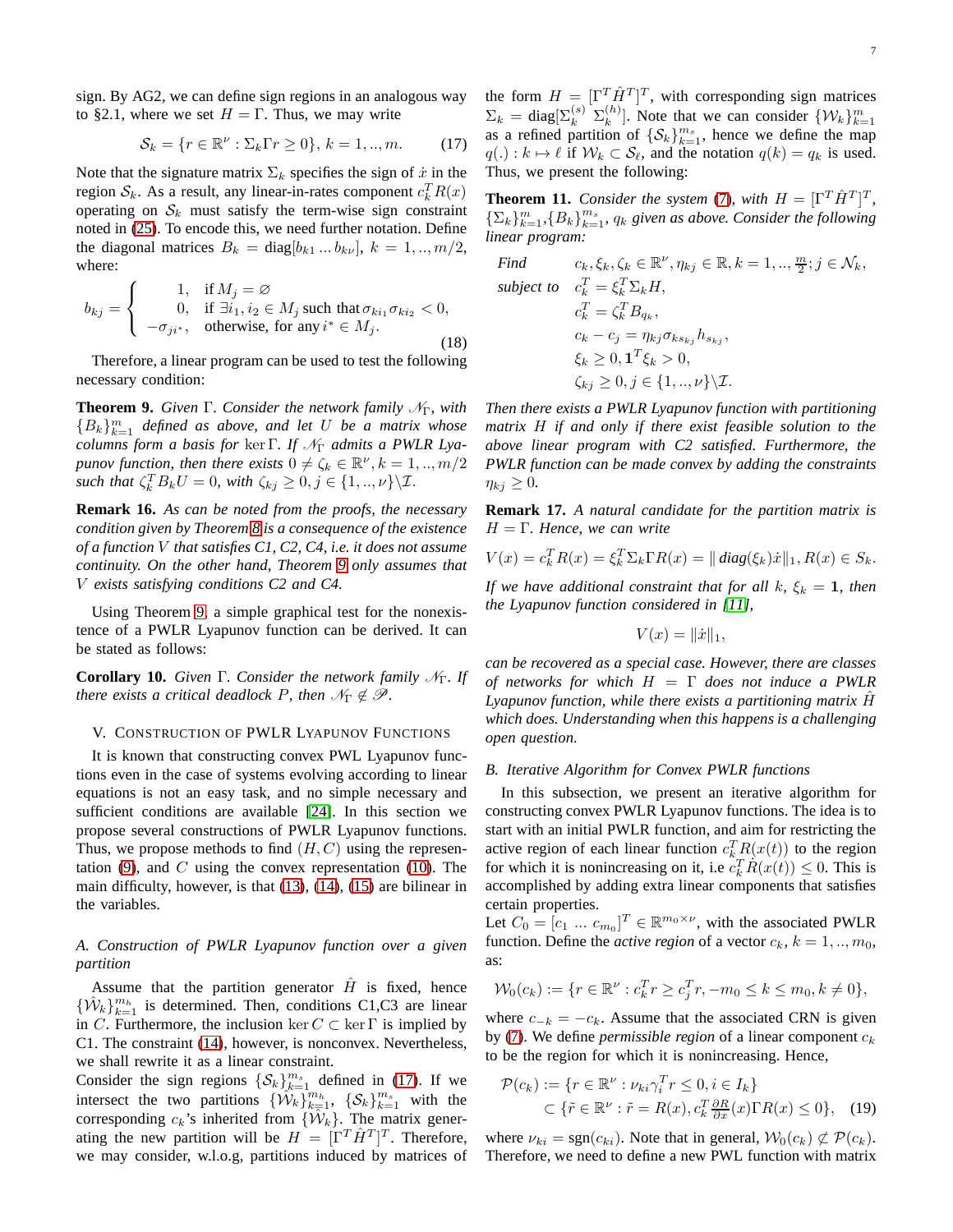sign. By AG2, we can define sign regions in an analogous way to §2.1, where we set $H = \Gamma$. Thus, we may write

$$\mathcal{S}_k = \{r \in \mathbb{R}^\nu : \Sigma_k \Gamma r \geq 0\},\ k = 1,..,m. \quad (17)$$

Note that the signature matrix $\Sigma_k$ specifies the sign of $\dot{x}$ in the region $\mathcal{S}_k$. As a result, any linear-in-rates component $c_k^T R(x)$ operating on $\mathcal{S}_k$ must satisfy the term-wise sign constraint noted in (25). To encode this, we need further notation. Define the diagonal matrices $B_k = \mathrm{diag}[b_{k1} ... b_{k\nu}]$, $k = 1,..,m/2$, where:

$$b_{kj} = \begin{cases} 1, & \text{if } M_j = \varnothing \\ 0, & \text{if } \exists i_1, i_2 \in M_j \text{ such that } \sigma_{ki_1}\sigma_{ki_2} < 0, \\ -\sigma_{ji^*}, & \text{otherwise, for any } i^* \in M_j. \end{cases} \quad (18)$$

Therefore, a linear program can be used to test the following necessary condition:

**Theorem 9.** *Given $\Gamma$. Consider the network family $\mathscr{N}_\Gamma$, with $\{B_k\}_{k=1}^m$ defined as above, and let $U$ be a matrix whose columns form a basis for $\ker \Gamma$. If $\mathscr{N}_\Gamma$ admits a PWLR Lyapunov function, then there exists $0 \neq \zeta_k \in \mathbb{R}^\nu, k = 1,..,m/2$ such that $\zeta_k^T B_k U = 0$, with $\zeta_{kj} \geq 0, j \in \{1,..,\nu\}\backslash\mathcal{I}$.*

**Remark 16.** *As can be noted from the proofs, the necessary condition given by Theorem 8 is a consequence of the existence of a function $V$ that satisfies C1, C2, C4, i.e. it does not assume continuity. On the other hand, Theorem 9 only assumes that $V$ exists satisfying conditions C2 and C4.*

Using Theorem 9, a simple graphical test for the nonexistence of a PWLR Lyapunov function can be derived. It can be stated as follows:

**Corollary 10.** *Given $\Gamma$. Consider the network family $\mathscr{N}_\Gamma$. If there exists a critical deadlock $P$, then $\mathscr{N}_\Gamma \notin \mathscr{P}$.*

## V. Construction of PWLR Lyapunov Functions

It is known that constructing convex PWL Lyapunov functions even in the case of systems evolving according to linear equations is not an easy task, and no simple necessary and sufficient conditions are available [24]. In this section we propose several constructions of PWLR Lyapunov functions. Thus, we propose methods to find $(H, C)$ using the representation (9), and $C$ using the convex representation (10). The main difficulty, however, is that (13), (14), (15) are bilinear in the variables.

### A. Construction of PWLR Lyapunov function over a given partition

Assume that the partition generator $\hat{H}$ is fixed, hence $\{\hat{\mathcal{W}}_k\}_{k=1}^{m_h}$ is determined. Then, conditions C1,C3 are linear in $C$. Furthermore, the inclusion $\ker C \subset \ker \Gamma$ is implied by C1. The constraint (14), however, is nonconvex. Nevertheless, we shall rewrite it as a linear constraint.

Consider the sign regions $\{\mathcal{S}_k\}_{k=1}^{m_s}$ defined in (17). If we intersect the two partitions $\{\hat{\mathcal{W}}_k\}_{k=1}^{m_h}$, $\{\mathcal{S}_k\}_{k=1}^{m_s}$ with the corresponding $c_k$'s inherited from $\{\hat{\mathcal{W}}_k\}$. The matrix generating the new partition will be $H = [\Gamma^T \hat{H}^T]^T$. Therefore, we may consider, w.l.o.g, partitions induced by matrices of the form $H = [\Gamma^T \hat{H}^T]^T$, with corresponding sign matrices $\Sigma_k = \mathrm{diag}[\Sigma_k^{(s)}\ \Sigma_k^{(h)}]$. Note that we can consider $\{\mathcal{W}_k\}_{k=1}^m$ as a refined partition of $\{\mathcal{S}_k\}_{k=1}^{m_s}$, hence we define the map $q(.) : k \mapsto \ell$ if $\mathcal{W}_k \subset \mathcal{S}_\ell$, and the notation $q(k) = q_k$ is used. Thus, we present the following:

**Theorem 11.** *Consider the system (7), with $H = [\Gamma^T \hat{H}^T]^T$, $\{\Sigma_k\}_{k=1}^m$,$\{B_k\}_{k=1}^{m_s}$, $q_k$ given as above. Consider the following linear program:*

$$\begin{aligned}
\textit{Find} \quad & c_k, \xi_k, \zeta_k \in \mathbb{R}^\nu, \eta_{kj} \in \mathbb{R}, k = 1,..,\tfrac{m}{2}; j \in \mathcal{N}_k, \\
\textit{subject to} \quad & c_k^T = \xi_k^T \Sigma_k H, \\
& c_k^T = \zeta_k^T B_{q_k}, \\
& c_k - c_j = \eta_{kj} \sigma_{k s_{kj}} h_{s_{kj}}, \\
& \xi_k \geq 0, \mathbf{1}^T \xi_k > 0, \\
& \zeta_{kj} \geq 0, j \in \{1,..,\nu\}\backslash\mathcal{I}.
\end{aligned}$$

*Then there exists a PWLR Lyapunov function with partitioning matrix $H$ if and only if there exist feasible solution to the above linear program with C2 satisfied. Furthermore, the PWLR function can be made convex by adding the constraints $\eta_{kj} \geq 0$.*

**Remark 17.** *A natural candidate for the partition matrix is $H = \Gamma$. Hence, we can write*

$$V(x) = c_k^T R(x) = \xi_k^T \Sigma_k \Gamma R(x) = \| \mathit{diag}(\xi_k)\dot{x}\|_1, R(x) \in S_k.$$

*If we have additional constraint that for all $k$, $\xi_k = \mathbf{1}$, then the Lyapunov function considered in [11],*

$$V(x) = \|\dot{x}\|_1,$$

*can be recovered as a special case. However, there are classes of networks for which $H = \Gamma$ does not induce a PWLR Lyapunov function, while there exists a partitioning matrix $\hat{H}$ which does. Understanding when this happens is a challenging open question.*

### B. Iterative Algorithm for Convex PWLR functions

In this subsection, we present an iterative algorithm for constructing convex PWLR Lyapunov functions. The idea is to start with an initial PWLR function, and aim for restricting the active region of each linear function $c_k^T R(x(t))$ to the region for which it is nonincreasing on it, i.e $c_k^T \dot{R}(x(t)) \leq 0$. This is accomplished by adding extra linear components that satisfies certain properties.

Let $C_0 = [c_1\ ...\ c_{m_0}]^T \in \mathbb{R}^{m_0 \times \nu}$, with the associated PWLR function. Define the *active region* of a vector $c_k, k = 1,..,m_0$, as:

$$\mathcal{W}_0(c_k) := \{r \in \mathbb{R}^\nu : c_k^T r \geq c_j^T r, -m_0 \leq k \leq m_0, k \neq 0\},$$

where $c_{-k} = -c_k$. Assume that the associated CRN is given by (7). We define *permissible region* of a linear component $c_k$ to be the region for which it is nonincreasing. Hence,

$$\begin{aligned}
\mathcal{P}(c_k) &:= \{r \in \mathbb{R}^\nu : \nu_{ki}\gamma_i^T r \leq 0, i \in I_k\} \\
&\subset \{\tilde{r} \in \mathbb{R}^\nu : \tilde{r} = R(x), c_k^T \tfrac{\partial R}{\partial x}(x)\Gamma R(x) \leq 0\}, \quad (19)
\end{aligned}$$

where $\nu_{ki} = \mathrm{sgn}(c_{ki})$. Note that in general, $\mathcal{W}_0(c_k) \not\subset \mathcal{P}(c_k)$. Therefore, we need to define a new PWL function with matrix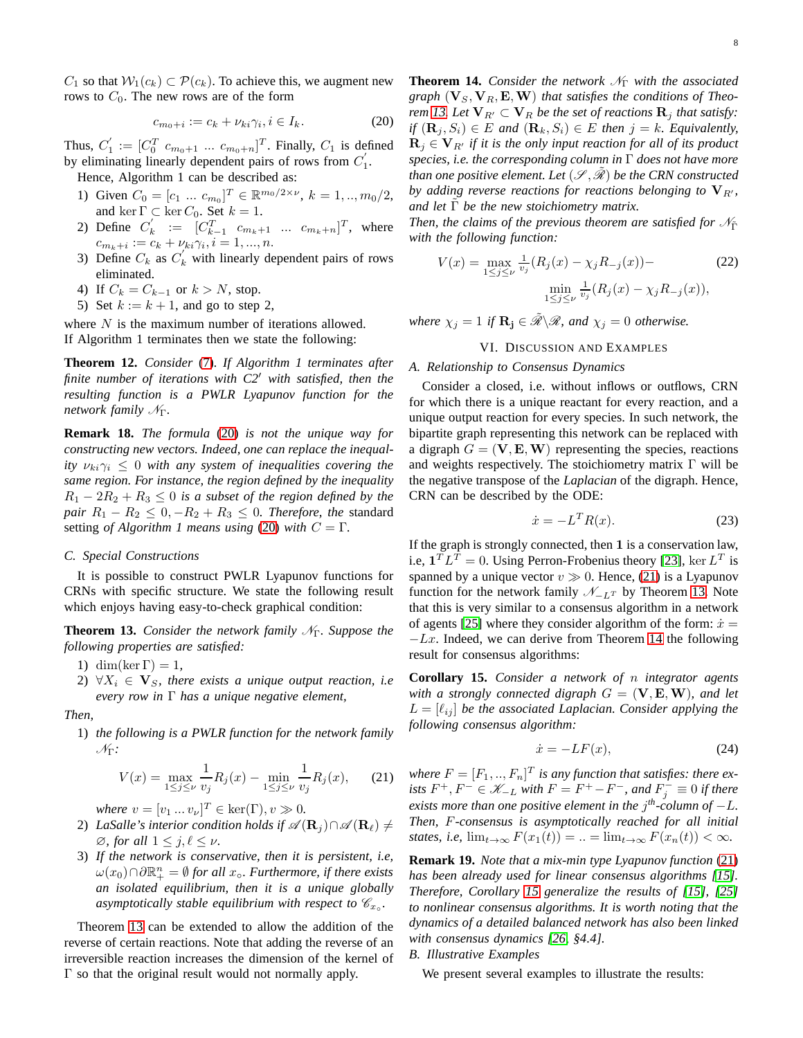$C_1$ so that $\mathcal{W}_1(c_k) \subset \mathcal{P}(c_k)$. To achieve this, we augment new rows to $C_0$. The new rows are of the form

$$c_{m_0+i} := c_k + \nu_{ki}\gamma_i, i \in I_k. \tag{20}$$

Thus, $C_1^{'} := [C_0^T \; c_{m_0+1} \; ... \; c_{m_0+n}]^T$. Finally, $C_1$ is defined by eliminating linearly dependent pairs of rows from $C_1^{'}$.

Hence, Algorithm 1 can be described as:

1) Given $C_0 = [c_1 \; ... \; c_{m_0}]^T \in \mathbb{R}^{m_0/2 \times \nu}$, $k = 1, .., m_0/2$, and $\ker \Gamma \subset \ker C_0$. Set $k = 1$.
2) Define $C_k^{'} := [C_{k-1}^T \; c_{m_k+1} \; ... \; c_{m_k+n}]^T$, where $c_{m_k+i} := c_k + \nu_{ki}\gamma_i, i = 1, ..., n$.
3) Define $C_k$ as $C_k^{'}$ with linearly dependent pairs of rows eliminated.
4) If $C_k = C_{k-1}$ or $k > N$, stop.
5) Set $k := k + 1$, and go to step 2,

where $N$ is the maximum number of iterations allowed.
If Algorithm 1 terminates then we state the following:

**Theorem 12.** *Consider (7). If Algorithm 1 terminates after finite number of iterations with C2′ with satisfied, then the resulting function is a PWLR Lyapunov function for the network family $\mathscr{N}_\Gamma$.*

**Remark 18.** *The formula (20) is not the unique way for constructing new vectors. Indeed, one can replace the inequality $\nu_{ki}\gamma_i \le 0$ with any system of inequalities covering the same region. For instance, the region defined by the inequality $R_1 - 2R_2 + R_3 \le 0$ is a subset of the region defined by the pair $R_1 - R_2 \le 0, -R_2 + R_3 \le 0$. Therefore, the* standard setting *of Algorithm 1 means using (20) with $C = \Gamma$.*

### C. Special Constructions

It is possible to construct PWLR Lyapunov functions for CRNs with specific structure. We state the following result which enjoys having easy-to-check graphical condition:

**Theorem 13.** *Consider the network family $\mathscr{N}_\Gamma$. Suppose the following properties are satisfied:*

1) $\dim(\ker \Gamma) = 1$,
2) $\forall X_i \in \mathbf{V}_S$, *there exists a unique output reaction, i.e every row in $\Gamma$ has a unique negative element,*

*Then,*

1) *the following is a PWLR function for the network family $\mathscr{N}_\Gamma$:*

$$V(x) = \max_{1 \le j \le \nu} \frac{1}{v_j} R_j(x) - \min_{1 \le j \le \nu} \frac{1}{v_j} R_j(x), \tag{21}$$

*where $v = [v_1 \ldots v_\nu]^T \in \ker(\Gamma), v \gg 0$.*

2) *LaSalle's interior condition holds if $\mathscr{A}(\mathbf{R}_j) \cap \mathscr{A}(\mathbf{R}_\ell) \neq \varnothing$, for all $1 \le j, \ell \le \nu$.*
3) *If the network is conservative, then it is persistent, i.e, $\omega(x_0) \cap \partial\mathbb{R}^n_+ = \emptyset$ for all $x_\circ$. Furthermore, if there exists an isolated equilibrium, then it is a unique globally asymptotically stable equilibrium with respect to $\mathscr{C}_{x_\circ}$.*

Theorem 13 can be extended to allow the addition of the reverse of certain reactions. Note that adding the reverse of an irreversible reaction increases the dimension of the kernel of $\Gamma$ so that the original result would not normally apply.

**Theorem 14.** *Consider the network $\mathscr{N}_\Gamma$ with the associated graph $(\mathbf{V}_S, \mathbf{V}_R, \mathbf{E}, \mathbf{W})$ that satisfies the conditions of Theorem 13. Let $\mathbf{V}_{R'} \subset \mathbf{V}_R$ be the set of reactions $\mathbf{R}_j$ that satisfy: if $(\mathbf{R}_j, S_i) \in E$ and $(\mathbf{R}_k, S_i) \in E$ then $j = k$. Equivalently, $\mathbf{R}_j \in \mathbf{V}_{R'}$ if it is the only input reaction for all of its product species, i.e. the corresponding column in $\Gamma$ does not have more than one positive element. Let $(\mathscr{S}, \tilde{\mathscr{R}})$ be the CRN constructed by adding reverse reactions for reactions belonging to $\mathbf{V}_{R'}$, and let $\tilde{\Gamma}$ be the new stoichiometry matrix.*

*Then, the claims of the previous theorem are satisfied for $\mathscr{N}_{\tilde{\Gamma}}$ with the following function:*

$$V(x) = \max_{1 \le j \le \nu} \tfrac{1}{v_j}(R_j(x) - \chi_j R_{-j}(x)) - \min_{1 \le j \le \nu} \tfrac{1}{v_j}(R_j(x) - \chi_j R_{-j}(x)), \tag{22}$$

*where $\chi_j = 1$ if $\mathbf{R_j} \in \tilde{\mathscr{R}} \backslash \mathscr{R}$, and $\chi_j = 0$ otherwise.*

## VI. Discussion and Examples

### A. Relationship to Consensus Dynamics

Consider a closed, i.e. without inflows or outflows, CRN for which there is a unique reactant for every reaction, and a unique output reaction for every species. In such network, the bipartite graph representing this network can be replaced with a digraph $G = (\mathbf{V}, \mathbf{E}, \mathbf{W})$ representing the species, reactions and weights respectively. The stoichiometry matrix $\Gamma$ will be the negative transpose of the *Laplacian* of the digraph. Hence, CRN can be described by the ODE:

$$\dot{x} = -L^T R(x). \tag{23}$$

If the graph is strongly connected, then $\mathbf{1}$ is a conservation law, i.e, $\mathbf{1}^T L^T = 0$. Using Perron-Frobenius theory [23], $\ker L^T$ is spanned by a unique vector $v \gg 0$. Hence, (21) is a Lyapunov function for the network family $\mathscr{N}_{-L^T}$ by Theorem 13. Note that this is very similar to a consensus algorithm in a network of agents [25] where they consider algorithm of the form: $\dot{x} = -Lx$. Indeed, we can derive from Theorem 14 the following result for consensus algorithms:

**Corollary 15.** *Consider a network of $n$ integrator agents with a strongly connected digraph $G = (\mathbf{V}, \mathbf{E}, \mathbf{W})$, and let $L = [\ell_{ij}]$ be the associated Laplacian. Consider applying the following consensus algorithm:*

$$\dot{x} = -LF(x), \tag{24}$$

*where $F = [F_1, .., F_n]^T$ is any function that satisfies: there exists $F^+, F^- \in \mathscr{K}_{-L}$ with $F = F^+ - F^-$, and $F_j^- \equiv 0$ if there exists more than one positive element in the $j^{th}$-column of $-L$. Then, $F$-consensus is asymptotically reached for all initial states, i.e, $\lim_{t\to\infty} F(x_1(t)) = .. = \lim_{t\to\infty} F(x_n(t)) < \infty$.*

**Remark 19.** *Note that a mix-min type Lyapunov function (21) has been already used for linear consensus algorithms [15]. Therefore, Corollary 15 generalize the results of [15], [25] to nonlinear consensus algorithms. It is worth noting that the dynamics of a detailed balanced network has also been linked with consensus dynamics [26, §4.4].*

### B. Illustrative Examples

We present several examples to illustrate the results: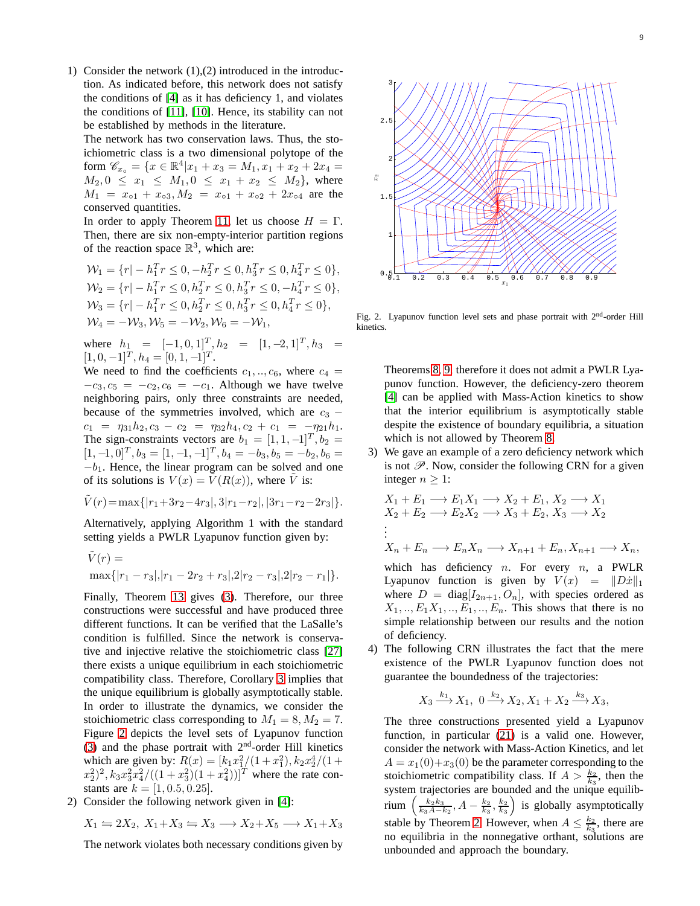1) Consider the network (1),(2) introduced in the introduction. As indicated before, this network does not satisfy the conditions of [4] as it has deficiency 1, and violates the conditions of [11], [10]. Hence, its stability can not be established by methods in the literature.
   The network has two conservation laws. Thus, the stoichiometric class is a two dimensional polytope of the form $\mathscr{C}_{x_\circ} = \{x \in \mathbb{R}^4 | x_1 + x_3 = M_1, x_1 + x_2 + 2x_4 = M_2, 0 \le x_1 \le M_1, 0 \le x_1 + x_2 \le M_2\}$, where $M_1 = x_{\circ 1} + x_{\circ 3}, M_2 = x_{\circ 1} + x_{\circ 2} + 2x_{\circ 4}$ are the conserved quantities.
   In order to apply Theorem 11, let us choose $H = \Gamma$. Then, there are six non-empty-interior partition regions of the reaction space $\mathbb{R}^3$, which are:

$$\mathcal{W}_1 = \{r | -h_1^T r \le 0, -h_2^T r \le 0, h_3^T r \le 0, h_4^T r \le 0\},$$
$$\mathcal{W}_2 = \{r | -h_1^T r \le 0, h_2^T r \le 0, h_3^T r \le 0, -h_4^T r \le 0\},$$
$$\mathcal{W}_3 = \{r | -h_1^T r \le 0, h_2^T r \le 0, h_3^T r \le 0, h_4^T r \le 0\},$$
$$\mathcal{W}_4 = -\mathcal{W}_3, \mathcal{W}_5 = -\mathcal{W}_2, \mathcal{W}_6 = -\mathcal{W}_1,$$

   where $h_1 = [-1, 0, 1]^T, h_2 = [1, -2, 1]^T, h_3 = [1, 0, -1]^T, h_4 = [0, 1, -1]^T$.
   We need to find the coefficients $c_1, .., c_6$, where $c_4 = -c_3, c_5 = -c_2, c_6 = -c_1$. Although we have twelve neighboring pairs, only three constraints are needed, because of the symmetries involved, which are $c_3 - c_1 = \eta_{31} h_2, c_3 - c_2 = \eta_{32} h_4, c_2 + c_1 = -\eta_{21} h_1$. The sign-constraints vectors are $b_1 = [1, 1, -1]^T, b_2 = [1, -1, 0]^T, b_3 = [1, -1, -1]^T, b_4 = -b_3, b_5 = -b_2, b_6 = -b_1$. Hence, the linear program can be solved and one of its solutions is $V(x) = \tilde{V}(R(x))$, where $\tilde{V}$ is:

$$\tilde{V}(r) = \max\{|r_1 + 3r_2 - 4r_3|, 3|r_1 - r_2|, |3r_1 - r_2 - 2r_3|\}.$$

   Alternatively, applying Algorithm 1 with the standard setting yields a PWLR Lyapunov function given by:

$$\tilde{V}(r) = \max\{|r_1 - r_3|, |r_1 - 2r_2 + r_3|, 2|r_2 - r_3|, 2|r_2 - r_1|\}.$$

   Finally, Theorem 13 gives (3). Therefore, our three constructions were successful and have produced three different functions. It can be verified that the LaSalle's condition is fulfilled. Since the network is conservative and injective relative the stoichiometric class [27] there exists a unique equilibrium in each stoichiometric compatibility class. Therefore, Corollary 3 implies that the unique equilibrium is globally asymptotically stable. In order to illustrate the dynamics, we consider the stoichiometric class corresponding to $M_1 = 8, M_2 = 7$. Figure 2 depicts the level sets of Lyapunov function (3) and the phase portrait with 2nd-order Hill kinetics which are given by: $R(x) = [k_1 x_1^2/(1 + x_1^2), k_2 x_2^4/(1 + x_2^2)^2, k_3 x_3^2 x_4^2/((1 + x_3^2)(1 + x_4^2))]^T$ where the rate constants are $k = [1, 0.5, 0.25]$.
2) Consider the following network given in [4]:

$$X_1 \leftrightharpoons 2X_2,\ X_1 + X_3 \leftrightharpoons X_3 \longrightarrow X_2 + X_5 \longrightarrow X_1 + X_3$$

   The network violates both necessary conditions given by Theorems 8, 9, therefore it does not admit a PWLR Lyapunov function. However, the deficiency-zero theorem [4] can be applied with Mass-Action kinetics to show that the interior equilibrium is asymptotically stable despite the existence of boundary equilibria, a situation which is not allowed by Theorem 8.

Fig. 2. Lyapunov function level sets and phase portrait with 2nd-order Hill kinetics.

3) We gave an example of a zero deficiency network which is not $\mathscr{P}$. Now, consider the following CRN for a given integer $n \ge 1$:

$$X_1 + E_1 \longrightarrow E_1 X_1 \longrightarrow X_2 + E_1,\ X_2 \longrightarrow X_1$$
$$X_2 + E_2 \longrightarrow E_2 X_2 \longrightarrow X_3 + E_2,\ X_3 \longrightarrow X_2$$
$$\vdots$$
$$X_n + E_n \longrightarrow E_n X_n \longrightarrow X_{n+1} + E_n, X_{n+1} \longrightarrow X_n,$$

   which has deficiency $n$. For every $n$, a PWLR Lyapunov function is given by $V(x) = \|D\dot{x}\|_1$ where $D = \text{diag}[I_{2n+1}, O_n]$, with species ordered as $X_1, .., E_1 X_1, .., E_1, .., E_n$. This shows that there is no simple relationship between our results and the notion of deficiency.
4) The following CRN illustrates the fact that the mere existence of the PWLR Lyapunov function does not guarantee the boundedness of the trajectories:

$$X_3 \xrightarrow{k_1} X_1,\ 0 \xrightarrow{k_2} X_2, X_1 + X_2 \xrightarrow{k_3} X_3,$$

   The three constructions presented yield a Lyapunov function, in particular (21) is a valid one. However, consider the network with Mass-Action Kinetics, and let $A = x_1(0) + x_3(0)$ be the parameter corresponding to the stoichiometric compatibility class. If $A > \frac{k_2}{k_3}$, then the system trajectories are bounded and the unique equilibrium $\left(\frac{k_2 k_3}{k_3 A - k_2}, A - \frac{k_2}{k_3}, \frac{k_2}{k_3}\right)$ is globally asymptotically stable by Theorem 2. However, when $A \le \frac{k_2}{k_3}$, there are no equilibria in the nonnegative orthant, solutions are unbounded and approach the boundary.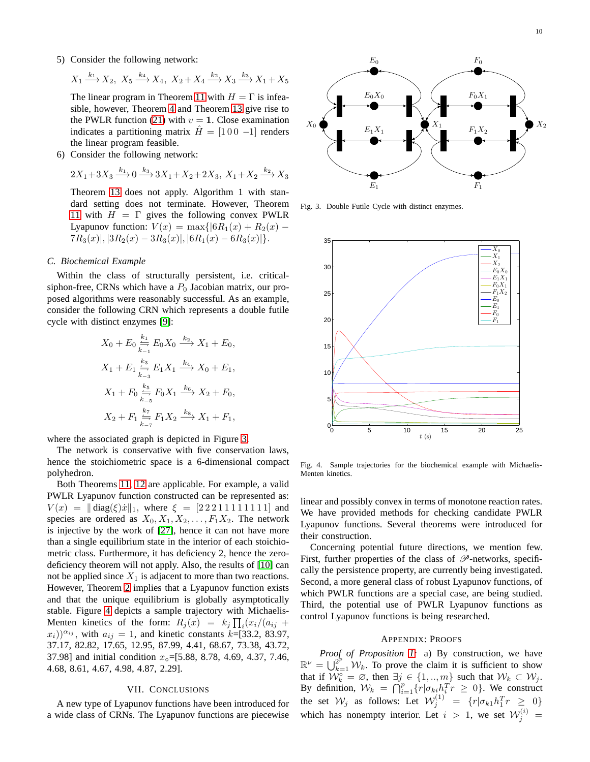5) Consider the following network:

$$X_1 \xrightarrow{k_1} X_2,\ X_5 \xrightarrow{k_4} X_4,\ X_2 + X_4 \xrightarrow{k_2} X_3 \xrightarrow{k_3} X_1 + X_5$$

The linear program in Theorem 11 with $H = \Gamma$ is infeasible, however, Theorem 4 and Theorem 13 give rise to the PWLR function (21) with $v = \mathbf{1}$. Close examination indicates a partitioning matrix $\hat{H} = [1\,0\,0\ -1]$ renders the linear program feasible.

6) Consider the following network:

$$2X_1 + 3X_3 \xrightarrow{k_1} 0 \xrightarrow{k_3} 3X_1 + X_2 + 2X_3,\ X_1 + X_2 \xrightarrow{k_2} X_3$$

Theorem 13 does not apply. Algorithm 1 with standard setting does not terminate. However, Theorem 11 with $H = \Gamma$ gives the following convex PWLR Lyapunov function: $V(x) = \max\{|6R_1(x) + R_2(x) - 7R_3(x)|, |3R_2(x) - 3R_3(x)|, |6R_1(x) - 6R_3(x)|\}$.

### C. Biochemical Example

Within the class of structurally persistent, i.e. critical-siphon-free, CRNs which have a $P_0$ Jacobian matrix, our proposed algorithms were reasonably successful. As an example, consider the following CRN which represents a double futile cycle with distinct enzymes [9]:

$$X_0 + E_0 \underset{k_{-1}}{\overset{k_1}{\rightleftharpoons}} E_0X_0 \xrightarrow{k_2} X_1 + E_0,$$

$$X_1 + E_1 \underset{k_{-3}}{\overset{k_3}{\rightleftharpoons}} E_1X_1 \xrightarrow{k_4} X_0 + E_1,$$

$$X_1 + F_0 \underset{k_{-5}}{\overset{k_5}{\rightleftharpoons}} F_0X_1 \xrightarrow{k_6} X_2 + F_0,$$

$$X_2 + F_1 \underset{k_{-7}}{\overset{k_7}{\rightleftharpoons}} F_1X_2 \xrightarrow{k_8} X_1 + F_1,$$

where the associated graph is depicted in Figure 3.

The network is conservative with five conservation laws, hence the stoichiometric space is a 6-dimensional compact polyhedron.

Both Theorems 11, 12 are applicable. For example, a valid PWLR Lyapunov function constructed can be represented as: $V(x) = \|\operatorname{diag}(\xi)\dot{x}\|_1$, where $\xi = [2\,2\,2\,1\,1\,1\,1\,1\,1\,1\,1]$ and species are ordered as $X_0, X_1, X_2, \ldots, F_1X_2$. The network is injective by the work of [27], hence it can not have more than a single equilibrium state in the interior of each stoichiometric class. Furthermore, it has deficiency 2, hence the zero-deficiency theorem will not apply. Also, the results of [10] can not be applied since $X_1$ is adjacent to more than two reactions. However, Theorem 2 implies that a Lyapunov function exists and that the unique equilibrium is globally asymptotically stable. Figure 4 depicts a sample trajectory with Michaelis-Menten kinetics of the form: $R_j(x) = k_j \prod_i (x_i/(a_{ij} + x_i))^{\alpha_{ij}}$, with $a_{ij} = 1$, and kinetic constants $k$=[33.2, 83.97, 37.17, 82.82, 17.65, 12.95, 87.99, 4.41, 68.67, 73.38, 43.72, 37.98] and initial condition $x_\circ$=[5.88, 8.78, 4.69, 4.37, 7.46, 4.68, 8.61, 4.67, 4.98, 4.87, 2.29].

Fig. 3. Double Futile Cycle with distinct enzymes.

Fig. 4. Sample trajectories for the biochemical example with Michaelis-Menten kinetics.

## VII. Conclusions

A new type of Lyapunov functions have been introduced for a wide class of CRNs. The Lyapunov functions are piecewise linear and possibly convex in terms of monotone reaction rates. We have provided methods for checking candidate PWLR Lyapunov functions. Several theorems were introduced for their construction.

Concerning potential future directions, we mention few. First, further properties of the class of $\mathscr{P}$-networks, specifically the persistence property, are currently being investigated. Second, a more general class of robust Lyapunov functions, of which PWLR functions are a special case, are being studied. Third, the potential use of PWLR Lyapunov functions as control Lyapunov functions is being researched.

## Appendix: Proofs

*Proof of Proposition 1:* a) By construction, we have $\mathbb{R}^\nu = \bigcup_{k=1}^{2^p} \mathcal{W}_k$. To prove the claim it is sufficient to show that if $\mathcal{W}_k^\circ = \varnothing$, then $\exists j \in \{1, .., m\}$ such that $\mathcal{W}_k \subset \mathcal{W}_j$. By definition, $\mathcal{W}_k = \bigcap_{i=1}^p \{r | \sigma_{ki} h_i^T r \geq 0\}$. We construct the set $\mathcal{W}_j$ as follows: Let $\mathcal{W}_j^{(1)} = \{r | \sigma_{k1} h_1^T r \geq 0\}$ which has nonempty interior. Let $i > 1$, we set $\mathcal{W}_j^{(i)} =$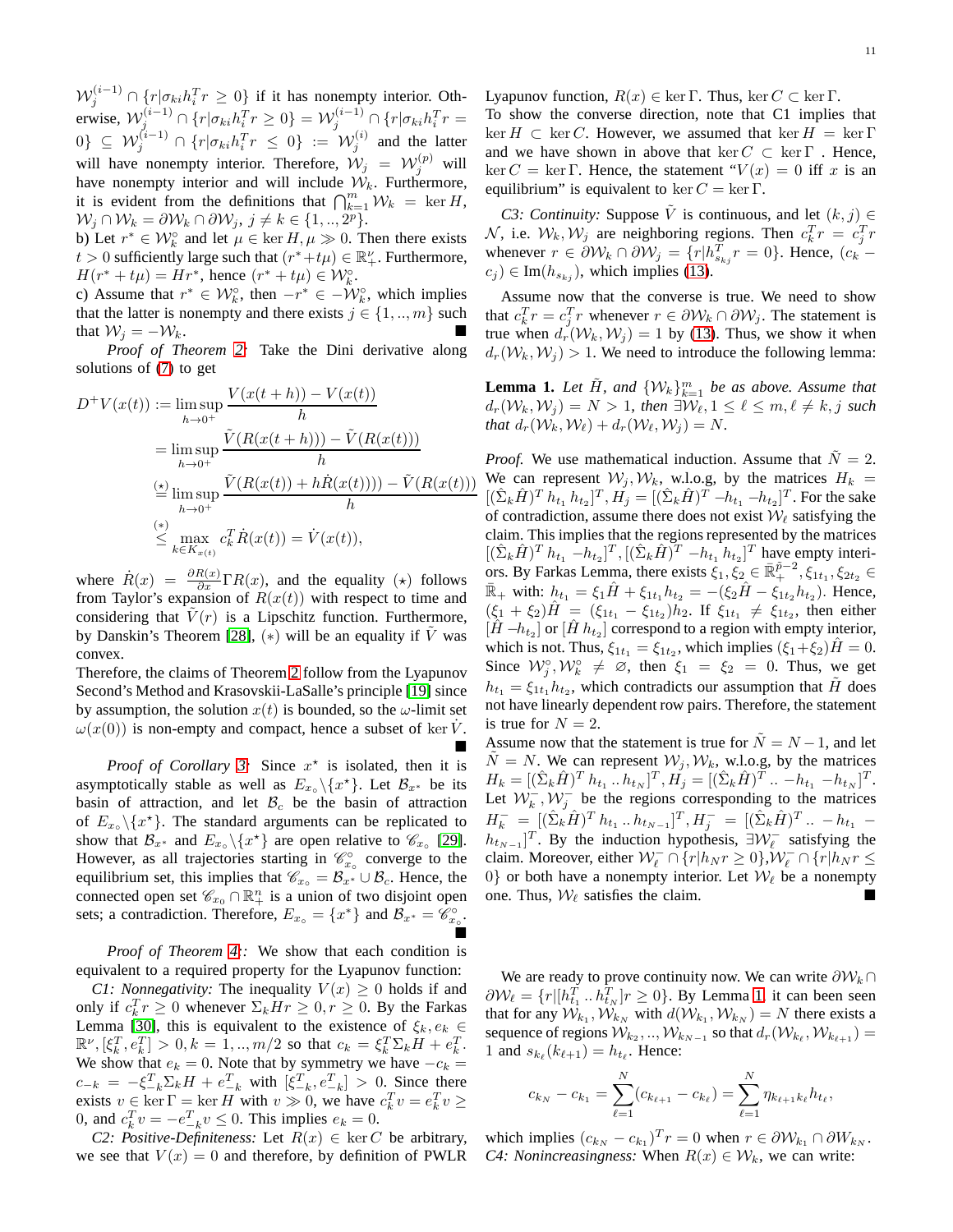$\mathcal{W}_j^{(i-1)} \cap \{r|\sigma_{ki}h_i^T r \geq 0\}$ if it has nonempty interior. Otherwise, $\mathcal{W}_j^{(i-1)} \cap \{r|\sigma_{ki}h_i^T r \geq 0\} = \mathcal{W}_j^{(i-1)} \cap \{r|\sigma_{ki}h_i^T r = 0\} \subseteq \mathcal{W}_j^{(i-1)} \cap \{r|\sigma_{ki}h_i^T r \leq 0\} := \mathcal{W}_j^{(i)}$ and the latter will have nonempty interior. Therefore, $\mathcal{W}_j = \mathcal{W}_j^{(p)}$ will have nonempty interior and will include $\mathcal{W}_k$. Furthermore, it is evident from the definitions that $\bigcap_{k=1}^m \mathcal{W}_k = \ker H$, $\mathcal{W}_j \cap \mathcal{W}_k = \partial\mathcal{W}_k \cap \partial\mathcal{W}_j$, $j \neq k \in \{1,..,2^p\}$.

b) Let $r^* \in \mathcal{W}_k^\circ$ and let $\mu \in \ker H, \mu \gg 0$. Then there exists $t > 0$ sufficiently large such that $(r^* + t\mu) \in \mathbb{R}_+^\nu$. Furthermore, $H(r^* + t\mu) = Hr^*$, hence $(r^* + t\mu) \in \mathcal{W}_k^\circ$.

c) Assume that $r^* \in \mathcal{W}_k^\circ$, then $-r^* \in -\mathcal{W}_k^\circ$, which implies that the latter is nonempty and there exists $j \in \{1,..,m\}$ such that $\mathcal{W}_j = -\mathcal{W}_k$. ■

*Proof of Theorem 2:* Take the Dini derivative along solutions of (7) to get

$$
\begin{aligned}
D^+V(x(t)) &:= \limsup_{h\to 0^+} \frac{V(x(t+h)) - V(x(t))}{h} \\
&= \limsup_{h\to 0^+} \frac{\tilde{V}(R(x(t+h))) - \tilde{V}(R(x(t)))}{h} \\
&\overset{(\star)}{=} \limsup_{h\to 0^+} \frac{\tilde{V}(R(x(t)) + h\dot{R}(x(t)))) - \tilde{V}(R(x(t)))}{h} \\
&\overset{(*)}{\leq} \max_{k\in K_{x(t)}} c_k^T \dot{R}(x(t)) = \dot{V}(x(t)),
\end{aligned}
$$

where $\dot{R}(x) = \frac{\partial R(x)}{\partial x}\Gamma R(x)$, and the equality $(\star)$ follows from Taylor's expansion of $R(x(t))$ with respect to time and considering that $\tilde{V}(r)$ is a Lipschitz function. Furthermore, by Danskin's Theorem [28], $(*)$ will be an equality if $\tilde{V}$ was convex.

Therefore, the claims of Theorem 2 follow from the Lyapunov Second's Method and Krasovskii-LaSalle's principle [19] since by assumption, the solution $x(t)$ is bounded, so the $\omega$-limit set $\omega(x(0))$ is non-empty and compact, hence a subset of $\ker\dot{V}$. ■

*Proof of Corollary 3:* Since $x^\star$ is isolated, then it is asymptotically stable as well as $E_{x_\circ}\backslash\{x^\star\}$. Let $\mathcal{B}_{x^*}$ be its basin of attraction, and let $\mathcal{B}_c$ be the basin of attraction of $E_{x_\circ}\backslash\{x^\star\}$. The standard arguments can be replicated to show that $\mathcal{B}_{x^*}$ and $E_{x_\circ}\backslash\{x^\star\}$ are open relative to $\mathscr{C}_{x_\circ}$ [29]. However, as all trajectories starting in $\mathscr{C}_{x_\circ}^\circ$ converge to the equilibrium set, this implies that $\mathscr{C}_{x_\circ} = \mathcal{B}_{x^*} \cup \mathcal{B}_c$. Hence, the connected open set $\mathscr{C}_{x_0} \cap \mathbb{R}_+^n$ is a union of two disjoint open sets; a contradiction. Therefore, $E_{x_\circ} = \{x^*\}$ and $\mathcal{B}_{x^*} = \mathscr{C}_{x_\circ}^\circ$. ■

*Proof of Theorem 4:*: We show that each condition is equivalent to a required property for the Lyapunov function:

*C1: Nonnegativity:* The inequality $V(x) \geq 0$ holds if and only if $c_k^T r \geq 0$ whenever $\Sigma_k H r \geq 0, r \geq 0$. By the Farkas Lemma [30], this is equivalent to the existence of $\xi_k, e_k \in \mathbb{R}^\nu, [\xi_k^T, e_k^T] > 0, k = 1,..,m/2$ so that $c_k = \xi_k^T \Sigma_k H + e_k^T$. We show that $e_k = 0$. Note that by symmetry we have $-c_k = c_{-k} = -\xi_{-k}^T \Sigma_k H + e_{-k}^T$ with $[\xi_{-k}^T, e_{-k}^T] > 0$. Since there exists $v \in \ker\Gamma = \ker H$ with $v \gg 0$, we have $c_k^T v = e_k^T v \geq 0$, and $c_k^T v = -e_{-k}^T v \leq 0$. This implies $e_k = 0$.

*C2: Positive-Definiteness:* Let $R(x) \in \ker C$ be arbitrary, we see that $V(x) = 0$ and therefore, by definition of PWLR Lyapunov function, $R(x) \in \ker\Gamma$. Thus, $\ker C \subset \ker\Gamma$.

To show the converse direction, note that C1 implies that $\ker H \subset \ker C$. However, we assumed that $\ker H = \ker\Gamma$ and we have shown in above that $\ker C \subset \ker\Gamma$ . Hence, $\ker C = \ker\Gamma$. Hence, the statement "$V(x) = 0$ iff $x$ is an equilibrium" is equivalent to $\ker C = \ker\Gamma$.

*C3: Continuity:* Suppose $\tilde{V}$ is continuous, and let $(k, j) \in \mathcal{N}$, i.e. $\mathcal{W}_k, \mathcal{W}_j$ are neighboring regions. Then $c_k^T r = c_j^T r$ whenever $r \in \partial\mathcal{W}_k \cap \partial\mathcal{W}_j = \{r|h_{s_{kj}}^T r = 0\}$. Hence, $(c_k - c_j) \in \mathrm{Im}(h_{s_{kj}})$, which implies (13).

Assume now that the converse is true. We need to show that $c_k^T r = c_j^T r$ whenever $r \in \partial\mathcal{W}_k \cap \partial\mathcal{W}_j$. The statement is true when $d_r(\mathcal{W}_k, \mathcal{W}_j) = 1$ by (13). Thus, we show it when $d_r(\mathcal{W}_k, \mathcal{W}_j) > 1$. We need to introduce the following lemma:

**Lemma 1.** *Let $\tilde{H}$, and $\{\mathcal{W}_k\}_{k=1}^m$ be as above. Assume that $d_r(\mathcal{W}_k, \mathcal{W}_j) = N > 1$, then $\exists\mathcal{W}_\ell, 1 \leq \ell \leq m, \ell \neq k, j$ such that $d_r(\mathcal{W}_k, \mathcal{W}_\ell) + d_r(\mathcal{W}_\ell, \mathcal{W}_j) = N$.*

*Proof.* We use mathematical induction. Assume that $\tilde{N} = 2$. We can represent $\mathcal{W}_j, \mathcal{W}_k$, w.l.o.g, by the matrices $H_k = [(\hat{\Sigma}_k\hat{H})^T\ h_{t_1}\ h_{t_2}]^T, H_j = [(\hat{\Sigma}_k\hat{H})^T\ -h_{t_1}\ -h_{t_2}]^T$. For the sake of contradiction, assume there does not exist $\mathcal{W}_\ell$ satisfying the claim. This implies that the regions represented by the matrices $[(\hat{\Sigma}_k\hat{H})^T\ h_{t_1}\ -h_{t_2}]^T, [(\hat{\Sigma}_k\hat{H})^T\ -h_{t_1}\ h_{t_2}]^T$ have empty interiors. By Farkas Lemma, there exists $\xi_1, \xi_2 \in \bar{\mathbb{R}}_+^{\tilde{p}-2}, \xi_{1t_1}, \xi_{2t_2} \in \bar{\mathbb{R}}_+$ with: $h_{t_1} = \xi_1\hat{H} + \xi_{1t_1}h_{t_2} = -(\xi_2\hat{H} - \xi_{1t_2}h_{t_2})$. Hence, $(\xi_1 + \xi_2)\hat{H} = (\xi_{1t_1} - \xi_{1t_2})h_2$. If $\xi_{1t_1} \neq \xi_{1t_2}$, then either $[\hat{H}\ -h_{t_2}]$ or $[\hat{H}\ h_{t_2}]$ correspond to a region with empty interior, which is not. Thus, $\xi_{1t_1} = \xi_{1t_2}$, which implies $(\xi_1+\xi_2)\hat{H} = 0$. Since $\mathcal{W}_j^\circ, \mathcal{W}_k^\circ \neq \varnothing$, then $\xi_1 = \xi_2 = 0$. Thus, we get $h_{t_1} = \xi_{1t_1}h_{t_2}$, which contradicts our assumption that $\tilde{H}$ does not have linearly dependent row pairs. Therefore, the statement is true for $N = 2$.

Assume now that the statement is true for $\tilde{N} = N - 1$, and let $\tilde{N} = N$. We can represent $\mathcal{W}_j, \mathcal{W}_k$, w.l.o.g, by the matrices $H_k = [(\hat{\Sigma}_k\hat{H})^T\ h_{t_1} .. h_{t_N}]^T, H_j = [(\hat{\Sigma}_k\hat{H})^T .. -h_{t_1}\ -h_{t_N}]^T$. Let $\mathcal{W}_k^-, \mathcal{W}_j^-$ be the regions corresponding to the matrices $H_k^- = [(\hat{\Sigma}_k\hat{H})^T\ h_{t_1} .. h_{t_{N-1}}]^T, H_j^- = [(\hat{\Sigma}_k\hat{H})^T .. -h_{t_1} - h_{t_{N-1}}]^T$. By the induction hypothesis, $\exists\mathcal{W}_\ell^-$ satisfying the claim. Moreover, either $\mathcal{W}_\ell^- \cap \{r|h_N r \geq 0\}, \mathcal{W}_\ell^- \cap \{r|h_N r \leq 0\}$ or both have a nonempty interior. Let $\mathcal{W}_\ell$ be a nonempty one. Thus, $\mathcal{W}_\ell$ satisfies the claim. ■

We are ready to prove continuity now. We can write $\partial\mathcal{W}_k \cap \partial\mathcal{W}_\ell = \{r|[h_{t_1}^T .. h_{t_N}^T]r \geq 0\}$. By Lemma 1, it can been seen that for any $\mathcal{W}_{k_1}, \mathcal{W}_{k_N}$ with $d(\mathcal{W}_{k_1}, \mathcal{W}_{k_N}) = N$ there exists a sequence of regions $\mathcal{W}_{k_2}, .., \mathcal{W}_{k_{N-1}}$ so that $d_r(\mathcal{W}_{k_\ell}, \mathcal{W}_{k_{\ell+1}}) = 1$ and $s_{k_\ell}(k_{\ell+1}) = h_{t_\ell}$. Hence:

$$
c_{k_N} - c_{k_1} = \sum_{\ell=1}^{N}(c_{k_{\ell+1}} - c_{k_\ell}) = \sum_{\ell=1}^{N} \eta_{k_{\ell+1}k_\ell} h_{t_\ell},
$$

which implies $(c_{k_N} - c_{k_1})^T r = 0$ when $r \in \partial\mathcal{W}_{k_1} \cap \partial W_{k_N}$.

*C4: Nonincreasingness:* When $R(x) \in \mathcal{W}_k$, we can write: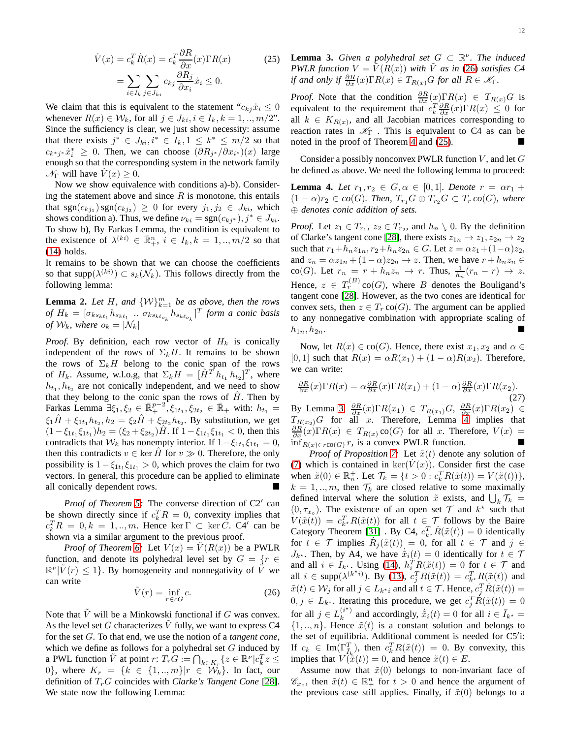$$\dot{V}(x) = c_k^T \dot{R}(x) = c_k^T \frac{\partial R}{\partial x}(x) \Gamma R(x) \tag{25}$$

$$= \sum_{i \in I_k} \sum_{j \in J_{ki}} c_{kj} \frac{\partial R_j}{\partial x_i} \dot{x}_i \leq 0.$$

We claim that this is equivalent to the statement "$c_{kj}\dot{x}_i \leq 0$ whenever $R(x) \in \mathcal{W}_k$, for all $j \in J_{ki}, i \in I_k, k = 1,..,m/2$". Since the sufficiency is clear, we just show necessity: assume that there exists $j^* \in J_{ki}, i^* \in I_k, 1 \leq k^* \leq m/2$ so that $c_{k^*j^*}\dot{x}_i^* \geq 0$. Then, we can choose $(\partial R_{j^*}/\partial x_{i^*})(x)$ large enough so that the corresponding system in the network family $\mathscr{N}_\Gamma$ will have $\dot{V}(x) \geq 0$.

Now we show equivalence with conditions a)-b). Considering the statement above and since $R$ is monotone, this entails that $\mathrm{sgn}(c_{kj_1})\,\mathrm{sgn}(c_{kj_2}) \geq 0$ for every $j_1, j_2 \in J_{ki}$, which shows condition a). Thus, we define $\nu_{ki} = \mathrm{sgn}(c_{kj^*}), j^* \in J_{ki}$. To show b), By Farkas Lemma, the condition is equivalent to the existence of $\lambda^{(ki)} \in \bar{\mathbb{R}}_+^n$, $i \in I_k, k = 1,..,m/2$ so that (14) holds.

It remains to be shown that we can choose the coefficients so that $\mathrm{supp}(\lambda^{(ki)}) \subset s_k(\mathcal{N}_k)$. This follows directly from the following lemma:

**Lemma 2.** *Let $H$, and $\{\mathcal{W}\}_{k=1}^m$ be as above, then the rows of $H_k = [\sigma_{ks_{k\ell_1}} h_{s_{k\ell_1}} \;..\; \sigma_{ks_{k\ell_{o_k}}} h_{s_{k\ell_{o_k}}}]^T$ form a conic basis of $\mathcal{W}_k$, where $o_k = |\mathcal{N}_k|$*

*Proof.* By definition, each row vector of $H_k$ is conically independent of the rows of $\Sigma_k H$. It remains to be shown the rows of $\Sigma_k H$ belong to the conic span of the rows of $H_k$. Assume, w.l.o.g, that $\Sigma_k H = [\hat{H}^T\, h_{t_1}\, h_{t_2}]^T$, where $h_{t_1}, h_{t_2}$ are not conically independent, and we need to show that they belong to the conic span the rows of $\hat{H}$. Then by Farkas Lemma $\exists \xi_1, \xi_2 \in \bar{\mathbb{R}}_+^{p-2}, \xi_{1t_1}, \xi_{2t_2} \in \bar{\mathbb{R}}_+$ with: $h_{t_1} = \xi_1 \hat{H} + \xi_{1t_1} h_{t_2}, h_2 = \xi_2 \hat{H} + \xi_{2t_2} h_{t_2}$. By substitution, we get $(1 - \xi_{1t_1}\xi_{1t_1}) h_2 = (\xi_2 + \xi_{2t_2})\hat{H}$. If $1 - \xi_{1t_1}\xi_{1t_1} < 0$, then this contradicts that $\mathcal{W}_k$ has nonempty interior. If $1 - \xi_{1t_1}\xi_{1t_1} = 0$, then this contradicts $v \in \ker \hat{H}$ for $v \gg 0$. Therefore, the only possibility is $1 - \xi_{1t_1}\xi_{1t_1} > 0$, which proves the claim for two vectors. In general, this procedure can be applied to eliminate all conically dependent rows. ∎

*Proof of Theorem 5:* The converse direction of C2′ can be shown directly since if $c_k^T R = 0$, convexity implies that $c_k^T R = 0, k = 1,..,m$. Hence $\ker \Gamma \subset \ker C$. C4′ can be shown via a similar argument to the previous proof.

*Proof of Theorem 6:* Let $V(x) = \tilde{V}(R(x))$ be a PWLR function, and denote its polyhedral level set by $G = \{r \in \mathbb{R}^\nu | \tilde{V}(r) \leq 1\}$. By homogeneity and nonnegativity of $\tilde{V}$ we can write

$$\tilde{V}(r) = \inf_{r \in cG} c. \tag{26}$$

Note that $\tilde{V}$ will be a Minkowski functional if $G$ was convex. As the level set $G$ characterizes $\tilde{V}$ fully, we want to express C4 for the set $G$. To that end, we use the notion of a *tangent cone*, which we define as follows for a polyhedral set $G$ induced by a PWL function $\tilde{V}$ at point $r$: $T_r G := \bigcap_{k \in K_r} \{z \in \mathbb{R}^\nu | c_k^T z \leq 0\}$, where $K_r = \{k \in \{1,..,m\} | r \in \mathcal{W}_k\}$. In fact, our definition of $T_r G$ coincides with *Clarke's Tangent Cone* [28]. We state now the following Lemma:

**Lemma 3.** *Given a polyhedral set $G \subset \mathbb{R}^\nu$. The induced PWLR function $V = \tilde{V}(R(x))$ with $\tilde{V}$ as in (26) satisfies C4 if and only if $\frac{\partial R}{\partial x}(x)\Gamma R(x) \in T_{R(x)} G$ for all $R \in \mathscr{K}_\Gamma$.*

*Proof.* Note that the condition $\frac{\partial R}{\partial x}(x)\Gamma R(x) \in T_{R(x)} G$ is equivalent to the requirement that $c_k^T \frac{\partial R}{\partial x}(x)\Gamma R(x) \leq 0$ for all $k \in K_{R(x)}$, and all Jacobian matrices corresponding to reaction rates in $\mathscr{K}_\Gamma$. This is equivalent to C4 as can be noted in the proof of Theorem 4 and (25). ∎

Consider a possibly nonconvex PWLR function $V$, and let $G$ be defined as above. We need the following lemma to proceed:

**Lemma 4.** *Let $r_1, r_2 \in G, \alpha \in [0,1]$. Denote $r = \alpha r_1 + (1-\alpha) r_2 \in co(G)$. Then, $T_{r_1} G \oplus T_{r_2} G \subset T_r\, co(G)$, where $\oplus$ denotes conic addition of sets.*

*Proof.* Let $z_1 \in T_{r_1}$, $z_2 \in T_{r_2}$, and $h_n \searrow 0$. By the definition of Clarke's tangent cone [28], there exists $z_{1n} \to z_1, z_{2n} \to z_2$ such that $r_1 + h_n z_{1n}, r_2 + h_n z_{2n} \in G$. Let $z = \alpha z_1 + (1-\alpha) z_2$, and $z_n = \alpha z_{1n} + (1-\alpha) z_{2n} \to z$. Then, we have $r + h_n z_n \in \mathrm{co}(G)$. Let $r_n = r + h_n z_n \to r$. Thus, $\frac{1}{h_n}(r_n - r) \to z$. Hence, $z \in T_r^{(B)} \mathrm{co}(G)$, where $B$ denotes the Bouligand's tangent cone [28]. However, as the two cones are identical for convex sets, then $z \in T_r\, \mathrm{co}(G)$. The argument can be applied to any nonnegative combination with appropriate scaling of $h_{1n}, h_{2n}$. ∎

Now, let $R(x) \in \mathrm{co}(G)$. Hence, there exist $x_1, x_2$ and $\alpha \in [0,1]$ such that $R(x) = \alpha R(x_1) + (1-\alpha) R(x_2)$. Therefore, we can write:

$$\tfrac{\partial R}{\partial x}(x)\Gamma R(x) = \alpha \tfrac{\partial R}{\partial x}(x)\Gamma R(x_1) + (1-\alpha)\tfrac{\partial R}{\partial x}(x)\Gamma R(x_2). \tag{27}$$

By Lemma 3, $\frac{\partial R}{\partial x}(x)\Gamma R(x_1) \in T_{R(x_1)} G$, $\frac{\partial R}{\partial x}(x)\Gamma R(x_2) \in T_{R(x_2)} G$ for all $x$. Therefore, Lemma 4 implies that $\frac{\partial R}{\partial x}(x)\Gamma R(x) \in T_{R(x)}\, \mathrm{co}(G)$ for all $x$. Therefore, $V(x) = \inf_{R(x) \in r\,\mathrm{co}(G)} r$, is a convex PWLR function. ∎

*Proof of Proposition 7:* Let $\tilde{x}(t)$ denote any solution of (7) which is contained in $\ker(\dot{V}(x))$. Consider first the case when $\tilde{x}(0) \in \mathbb{R}_n^+$. Let $\mathcal{T}_k = \{t > 0 : c_k^T R(\tilde{x}(t)) = V(\tilde{x}(t))\}$, $k = 1,..,m$, then $\mathcal{T}_k$ are closed relative to some maximally defined interval where the solution $\tilde{x}$ exists, and $\bigcup_k \mathcal{T}_k = (0, \tau_{x_\circ})$. The existence of an open set $\mathcal{T}$ and $k^\star$ such that $V(\tilde{x}(t)) = c_{k^\star}^T R(\tilde{x}(t))$ for all $t \in \mathcal{T}$ follows by the Baire Category Theorem [31] . By C4, $c_{k^\star}^T \dot{R}(\tilde{x}(t)) = 0$ identically for $t \in \mathcal{T}$ implies $\dot{R}_j(\tilde{x}(t)) = 0$, for all $t \in \mathcal{T}$ and $j \in J_{k^\star}$. Then, by A4, we have $\dot{\tilde{x}}_i(t) = 0$ identically for $t \in \mathcal{T}$ and all $i \in I_{k^\star}$. Using (14), $h_i^T \dot{R}(\tilde{x}(t)) = 0$ for $t \in \mathcal{T}$ and all $i \in \mathrm{supp}(\lambda^{(k^\star i)})$. By (13), $c_j^T R(\tilde{x}(t)) = c_{k^\star}^T R(\tilde{x}(t))$ and $\tilde{x}(t) \in \mathcal{W}_j$ for all $j \in L_{k^\star i}$ and all $t \in \mathcal{T}$. Hence, $c_j^T \dot{R}(\tilde{x}(t)) = 0, j \in L_{k^\star}$. Iterating this procedure, we get $c_j^T \dot{R}(\tilde{x}(t)) = 0$ for all $j \in L_k^{(i^\star)}$ and accordingly, $\dot{\tilde{x}}_i(t) = 0$ for all $i \in \bar{I}_{k^\star} = \{1,..,n\}$. Hence $\tilde{x}(t)$ is a constant solution and belongs to the set of equilibria. Additional comment is needed for C5′i: If $c_k \in \mathrm{Im}(\Gamma_{\bar{I}_k}^T)$, then $c_k^T R(\tilde{x}(t)) = 0$. By convexity, this implies that $V(\tilde{x}(t)) = 0$, and hence $\tilde{x}(t) \in E$.

Assume now that $\tilde{x}(0)$ belongs to non-invariant face of $\mathscr{C}_{x_\circ}$, then $\tilde{x}(t) \in \mathbb{R}_+^n$ for $t > 0$ and hence the argument of the previous case still applies. Finally, if $\tilde{x}(0)$ belongs to a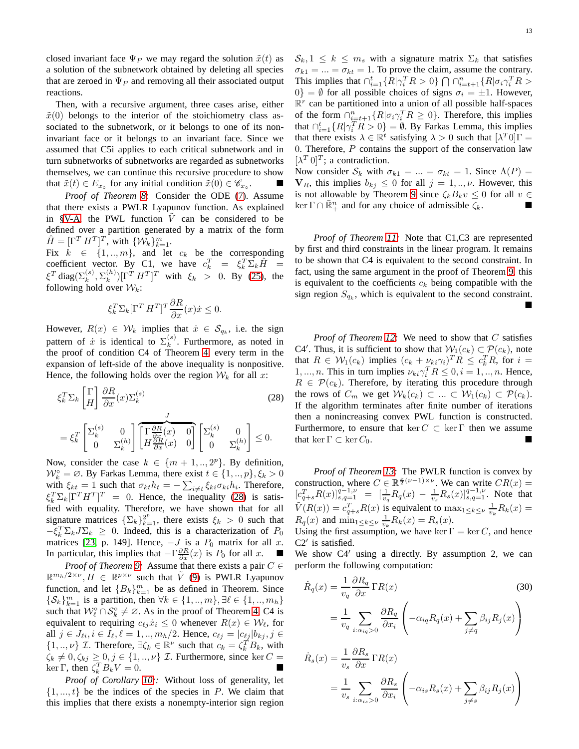closed invariant face $\Psi_P$ we may regard the solution $\tilde{x}(t)$ as a solution of the subnetwork obtained by deleting all species that are zeroed in $\Psi_P$ and removing all their associated output reactions.

Then, with a recursive argument, three cases arise, either $\tilde{x}(0)$ belongs to the interior of the stoichiometry class associated to the subnetwork, or it belongs to one of its non-invariant face or it belongs to an invariant face. Since we assumed that C5i applies to each critical subnetwork and in turn subnetworks of subnetworks are regarded as subnetworks themselves, we can continue this recursive procedure to show that $\tilde{x}(t) \in E_{x_\circ}$ for any initial condition $\tilde{x}(0) \in \mathscr{C}_{x_\circ}$. ∎

*Proof of Theorem 8:* Consider the ODE (7). Assume that there exists a PWLR Lyapunov function. As explained in §V-A the PWL function $\tilde{V}$ can be considered to be defined over a partition generated by a matrix of the form $\hat{H} = [\Gamma^T\, H^T]^T$, with $\{\mathcal{W}_k\}_{k=1}^m$.

Fix $k \in \{1,..,m\}$, and let $c_k$ be the corresponding coefficient vector. By C1, we have $c_k^T = \xi_k^T \Sigma_k \hat{H} = \xi^T \operatorname{diag}(\Sigma_k^{(s)}, \Sigma_k^{(h)})[\Gamma^T\, H^T]^T$ with $\xi_k > 0$. By (25), the following hold over $\mathcal{W}_k$:

$$\xi_k^T \Sigma_k [\Gamma^T\, H^T]^T \frac{\partial R}{\partial x}(x)\dot{x} \le 0.$$

However, $R(x) \in \mathcal{W}_k$ implies that $\dot{x} \in \mathcal{S}_{q_k}$, i.e. the sign pattern of $\dot{x}$ is identical to $\Sigma_k^{(s)}$. Furthermore, as noted in the proof of condition C4 of Theorem 4 every term in the expansion of left-side of the above inequality is nonpositive. Hence, the following holds over the region $\mathcal{W}_k$ for all $x$:

$$\xi_k^T \Sigma_k \begin{bmatrix} \Gamma \\ H \end{bmatrix} \frac{\partial R}{\partial x}(x) \Sigma_k^{(s)} \tag{28}$$

$$= \xi_k^T \begin{bmatrix} \Sigma_k^{(s)} & 0 \\ 0 & \Sigma_k^{(h)} \end{bmatrix} \overbrace{\begin{bmatrix} \Gamma \frac{\partial R}{\partial x}(x) & 0 \\ H \frac{\partial R}{\partial x}(x) & 0 \end{bmatrix}}^{J} \begin{bmatrix} \Sigma_k^{(s)} & 0 \\ 0 & \Sigma_k^{(h)} \end{bmatrix} \le 0.$$

Now, consider the case $k \in \{m+1,..,2^p\}$. By definition, $\mathcal{W}_k^\circ = \varnothing$. By Farkas Lemma, there exist $t \in \{1,..,p\}, \xi_k > 0$ with $\xi_{kt} = 1$ such that $\sigma_{kt} h_t = -\sum_{i \ne t} \xi_{ki} \sigma_{ki} h_i$. Therefore, $\xi_k^T \Sigma_k [\Gamma^T H^T]^T = 0$. Hence, the inequality (28) is satisfied with equality. Therefore, we have shown that for all signature matrices $\{\Sigma_k\}_{k=1}^{2^p}$, there exists $\xi_k > 0$ such that $-\xi_k^T \Sigma_k J \Sigma_k \ge 0$. Indeed, this is a characterization of $P_0$ matrices [23, p. 149]. Hence, $-J$ is a $P_0$ matrix for all $x$. In particular, this implies that $-\Gamma \frac{\partial R}{\partial x}(x)$ is $P_0$ for all $x$. ∎

*Proof of Theorem 9:* Assume that there exists a pair $C \in \mathbb{R}^{m_h/2 \times \nu}, H \in \mathbb{R}^{p \times \nu}$ such that $\tilde{V}$ (9) is PWLR Lyapunov function, and let $\{B_k\}_{k=1}^m$ be as defined in Theorem. Since $\{\mathcal{S}_k\}_{k=1}^m$ is a partition, then $\forall k \in \{1,..,m\}, \exists \ell \in \{1,..,m_h\}$ such that $\mathcal{W}_\ell^\circ \cap \mathcal{S}_k^\circ \ne \varnothing$. As in the proof of Theorem 4 C4 is equivalent to requiring $c_{\ell j} \dot{x}_i \le 0$ whenever $R(x) \in \mathcal{W}_\ell$, for all $j \in J_{\ell i}, i \in I_\ell, \ell = 1,..,m_h/2$. Hence, $c_{\ell j} = |c_{\ell j}| b_{kj}, j \in \{1,..,\nu\} \setminus \mathcal{I}$. Therefore, $\exists \zeta_k \in \mathbb{R}^\nu$ such that $c_k = \zeta_k^T B_k$, with $\zeta_k \ne 0, \zeta_{kj} \ge 0, j \in \{1,..,\nu\} \setminus \mathcal{I}$. Furthermore, since $\ker C = \ker \Gamma$, then $\zeta_k^T B_k V = 0$. ∎

*Proof of Corollary 10:* Without loss of generality, let $\{1,...,t\}$ be the indices of the species in $P$. We claim that this implies that there exists a nonempty-interior sign region $\mathcal{S}_k, 1 \le k \le m_s$ with a signature matrix $\Sigma_k$ that satisfies $\sigma_{k1} = ... = \sigma_{kt} = 1$. To prove the claim, assume the contrary. This implies that $\cap_{i=1}^t \{R | \gamma_i^T R > 0\} \bigcap \cap_{i=t+1}^n \{R | \sigma_i \gamma_i^T R > 0\} = \emptyset$ for all possible choices of signs $\sigma_i = \pm 1$. However, $\mathbb{R}^r$ can be partitioned into a union of all possible half-spaces of the form $\cap_{i=t+1}^n \{R | \sigma_i \gamma_i^T R \ge 0\}$. Therefore, this implies that $\cap_{i=1}^t \{R | \gamma_i^T R > 0\} = \emptyset$. By Farkas Lemma, this implies that there exists $\lambda \in \mathbb{R}^t$ satisfying $\lambda > 0$ such that $[\lambda^T 0]\Gamma = 0$. Therefore, $P$ contains the support of the conservation law $[\lambda^T\, 0]^T$; a contradiction.

Now consider $\mathcal{S}_k$ with $\sigma_{k1} = ... = \sigma_{kt} = 1$. Since $\Lambda(P) = \mathbf{V}_R$, this implies $b_{kj} \le 0$ for all $j = 1,..,\nu$. However, this is not allowable by Theorem 9 since $\zeta_k B_k v \le 0$ for all $v \in \ker \Gamma \cap \bar{\mathbb{R}}_+^n$ and for any choice of admissible $\zeta_k$. ∎

*Proof of Theorem 11:* Note that C1,C3 are represented by first and third constraints in the linear program. It remains to be shown that C4 is equivalent to the second constraint. In fact, using the same argument in the proof of Theorem 9, this is equivalent to the coefficients $c_k$ being compatible with the sign region $S_{q_k}$, which is equivalent to the second constraint. ∎

*Proof of Theorem 12:* We need to show that $C$ satisfies C4′. Thus, it is sufficient to show that $\mathcal{W}_1(c_k) \subset \mathcal{P}(c_k)$, note that $R \in \mathcal{W}_1(c_k)$ implies $(c_k + \nu_{ki}\gamma_i)^T R \le c_k^T R$, for $i = 1,...,n$. This in turn implies $\nu_{ki}\gamma_i^T R \le 0, i = 1,..,n$. Hence, $R \in \mathcal{P}(c_k)$. Therefore, by iterating this procedure through the rows of $C_m$ we get $\mathcal{W}_k(c_k) \subset ... \subset \mathcal{W}_1(c_k) \subset \mathcal{P}(c_k)$. If the algorithm terminates after finite number of iterations then a nonincreasing convex PWL function is constructed. Furthermore, to ensure that $\ker C \subset \ker \Gamma$ then we assume that $\ker \Gamma \subset \ker C_0$. ∎

*Proof of Theorem 13:* The PWLR function is convex by construction, where $C \in \mathbb{R}^{\frac{\nu}{2}(\nu-1)\times\nu}$. We can write $CR(x) = [c_{q+s}^T R(x)]_{s,q=1}^{q-1,\nu} = [\frac{1}{v_q} R_q(x) - \frac{1}{v_s} R_s(x)]_{s,q=1}^{q-1,\nu}$. Note that $\tilde{V}(R(x)) = c_{q+s}^T R(x)$ is equivalent to $\max_{1\le k\le\nu} \frac{1}{v_k} R_k(x) = R_q(x)$ and $\min_{1\le k\le\nu} \frac{1}{v_k} R_k(x) = R_s(x)$.

Using the first assumption, we have $\ker \Gamma = \ker C$, and hence C2′ is satisfied.

We show C4′ using a directly. By assumption 2, we can perform the following computation:

$$\dot{R}_q(x) = \frac{1}{v_q} \frac{\partial R_q}{\partial x} \Gamma R(x) \tag{30}$$

$$= \frac{1}{v_q} \sum_{i:\alpha_{iq}>0} \frac{\partial R_q}{\partial x_i} \left( -\alpha_{iq} R_q(x) + \sum_{j \ne q} \beta_{ij} R_j(x) \right)$$

$$\dot{R}_s(x) = \frac{1}{v_s} \frac{\partial R_s}{\partial x} \Gamma R(x)$$

$$= \frac{1}{v_s} \sum_{i:\alpha_{is}>0} \frac{\partial R_s}{\partial x_i} \left( -\alpha_{is} R_s(x) + \sum_{j \ne s} \beta_{ij} R_j(x) \right)$$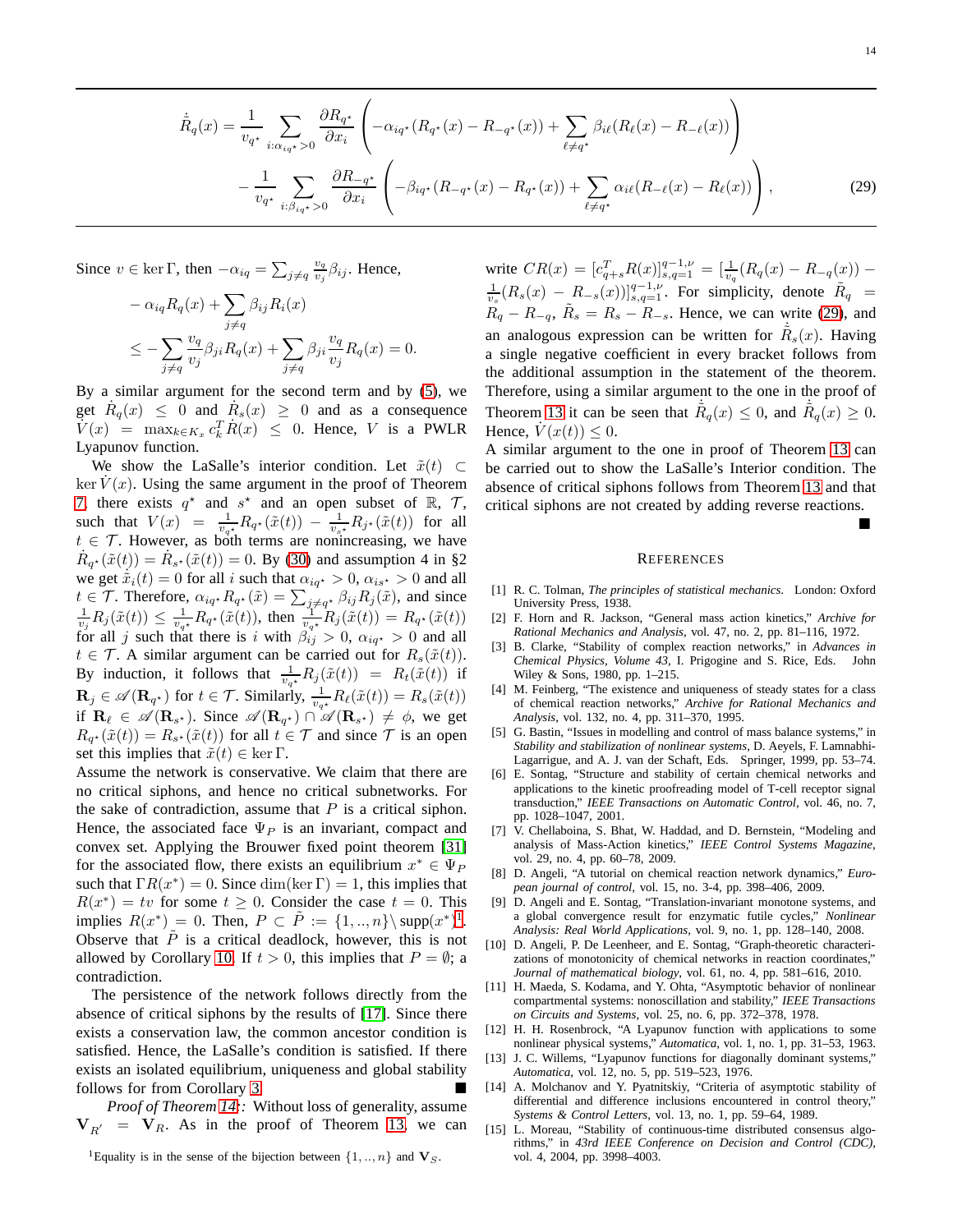$$\dot{\tilde{R}}_q(x) = \frac{1}{v_{q^\star}} \sum_{i:\alpha_{iq^\star}>0} \frac{\partial R_{q^\star}}{\partial x_i} \left( -\alpha_{iq^\star}(R_{q^\star}(x) - R_{-q^\star}(x)) + \sum_{\ell \neq q^\star} \beta_{i\ell}(R_\ell(x) - R_{-\ell}(x)) \right)$$
$$- \frac{1}{v_{q^\star}} \sum_{i:\beta_{iq^\star}>0} \frac{\partial R_{-q^\star}}{\partial x_i} \left( -\beta_{iq^\star}(R_{-q^\star}(x) - R_{q^\star}(x)) + \sum_{\ell \neq q^\star} \alpha_{i\ell}(R_{-\ell}(x) - R_\ell(x)) \right), \tag{29}$$

Since $v \in \ker \Gamma$, then $-\alpha_{iq} = \sum_{j\neq q} \frac{v_q}{v_j} \beta_{ij}$. Hence,

$$- \alpha_{iq} R_q(x) + \sum_{j\neq q} \beta_{ij} R_i(x)$$
$$\leq - \sum_{j\neq q} \frac{v_q}{v_j} \beta_{ji} R_q(x) + \sum_{j\neq q} \beta_{ji} \frac{v_q}{v_j} R_q(x) = 0.$$

By a similar argument for the second term and by (5), we get $\dot{R}_q(x) \leq 0$ and $\dot{R}_s(x) \geq 0$ and as a consequence $\dot{V}(x) = \max_{k\in K_x} c_k^T \dot{R}(x) \leq 0$. Hence, $V$ is a PWLR Lyapunov function.

We show the LaSalle's interior condition. Let $\tilde{x}(t) \subset \ker \dot{V}(x)$. Using the same argument in the proof of Theorem 7, there exists $q^\star$ and $s^\star$ and an open subset of $\mathbb{R}$, $\mathcal{T}$, such that $V(x) = \frac{1}{v_{q^\star}} R_{q^\star}(\tilde{x}(t)) - \frac{1}{v_{s^\star}} R_{j^\star}(\tilde{x}(t))$ for all $t \in \mathcal{T}$. However, as both terms are nonincreasing, we have $\dot{R}_{q^\star}(\tilde{x}(t)) = \dot{R}_{s^\star}(\tilde{x}(t)) = 0$. By (30) and assumption 4 in §2 we get $\dot{\tilde{x}}_i(t) = 0$ for all $i$ such that $\alpha_{iq^\star} > 0$, $\alpha_{is^\star} > 0$ and all $t \in \mathcal{T}$. Therefore, $\alpha_{iq^\star} R_{q^\star}(\tilde{x}) = \sum_{j\neq q^\star} \beta_{ij} R_j(\tilde{x})$, and since $\frac{1}{v_j} R_j(\tilde{x}(t)) \leq \frac{1}{v_{q^\star}} R_{q^\star}(\tilde{x}(t))$, then $\frac{1}{v_{q^\star}} R_j(\tilde{x}(t)) = R_{q^\star}(\tilde{x}(t))$ for all $j$ such that there is $i$ with $\beta_{ij} > 0$, $\alpha_{iq^\star} > 0$ and all $t \in \mathcal{T}$. A similar argument can be carried out for $R_s(\tilde{x}(t))$. By induction, it follows that $\frac{1}{v_{q^\star}} R_j(\tilde{x}(t)) = R_t(\tilde{x}(t))$ if $\mathbf{R}_j \in \mathscr{A}(\mathbf{R}_{q^\star})$ for $t \in \mathcal{T}$. Similarly, $\frac{1}{v_{q^\star}} R_\ell(\tilde{x}(t)) = R_s(\tilde{x}(t))$ if $\mathbf{R}_\ell \in \mathscr{A}(\mathbf{R}_{s^\star})$. Since $\mathscr{A}(\mathbf{R}_{q^\star}) \cap \mathscr{A}(\mathbf{R}_{s^\star}) \neq \phi$, we get $R_{q^\star}(\tilde{x}(t)) = R_{s^\star}(\tilde{x}(t))$ for all $t \in \mathcal{T}$ and since $\mathcal{T}$ is an open set this implies that $\tilde{x}(t) \in \ker \Gamma$.

Assume the network is conservative. We claim that there are no critical siphons, and hence no critical subnetworks. For the sake of contradiction, assume that $P$ is a critical siphon. Hence, the associated face $\Psi_P$ is an invariant, compact and convex set. Applying the Brouwer fixed point theorem [31] for the associated flow, there exists an equilibrium $x^* \in \Psi_P$ such that $\Gamma R(x^*) = 0$. Since $\dim(\ker \Gamma) = 1$, this implies that $R(x^*) = tv$ for some $t \geq 0$. Consider the case $t = 0$. This implies $R(x^*) = 0$. Then, $P \subset \tilde{P} := \{1, .., n\} \backslash \operatorname{supp}(x^*)$[1]. Observe that $\tilde{P}$ is a critical deadlock, however, this is not allowed by Corollary 10. If $t > 0$, this implies that $P = \emptyset$; a contradiction.

The persistence of the network follows directly from the absence of critical siphons by the results of [17]. Since there exists a conservation law, the common ancestor condition is satisfied. Hence, the LaSalle's condition is satisfied. If there exists an isolated equilibrium, uniqueness and global stability follows for from Corollary 3. ■

*Proof of Theorem 14:* Without loss of generality, assume $\mathbf{V}_{R'} = \mathbf{V}_R$. As in the proof of Theorem 13, we can write $CR(x) = [c_{q+s}^T R(x)]_{s,q=1}^{q-1,\nu} = [\frac{1}{v_q}(R_q(x) - R_{-q}(x)) - \frac{1}{v_s}(R_s(x) - R_{-s}(x))]_{s,q=1}^{q-1,\nu}$. For simplicity, denote $\tilde{R}_q = R_q - R_{-q}$, $\tilde{R}_s = R_s - R_{-s}$. Hence, we can write (29), and an analogous expression can be written for $\dot{\tilde{R}}_s(x)$. Having a single negative coefficient in every bracket follows from the additional assumption in the statement of the theorem. Therefore, using a similar argument to the one in the proof of Theorem 13 it can be seen that $\dot{\tilde{R}}_q(x) \leq 0$, and $\dot{\tilde{R}}_q(x) \geq 0$. Hence, $\dot{V}(x(t)) \leq 0$.

A similar argument to the one in proof of Theorem 13 can be carried out to show the LaSalle's Interior condition. The absence of critical siphons follows from Theorem 13 and that critical siphons are not created by adding reverse reactions. ■

[1] Equality is in the sense of the bijection between $\{1, .., n\}$ and $\mathbf{V}_S$.

## References

[1] R. C. Tolman, *The principles of statistical mechanics*. London: Oxford University Press, 1938.

[2] F. Horn and R. Jackson, "General mass action kinetics," *Archive for Rational Mechanics and Analysis*, vol. 47, no. 2, pp. 81–116, 1972.

[3] B. Clarke, "Stability of complex reaction networks," in *Advances in Chemical Physics, Volume 43*, I. Prigogine and S. Rice, Eds. John Wiley & Sons, 1980, pp. 1–215.

[4] M. Feinberg, "The existence and uniqueness of steady states for a class of chemical reaction networks," *Archive for Rational Mechanics and Analysis*, vol. 132, no. 4, pp. 311–370, 1995.

[5] G. Bastin, "Issues in modelling and control of mass balance systems," in *Stability and stabilization of nonlinear systems*, D. Aeyels, F. Lamnabhi-Lagarrigue, and A. J. van der Schaft, Eds. Springer, 1999, pp. 53–74.

[6] E. Sontag, "Structure and stability of certain chemical networks and applications to the kinetic proofreading model of T-cell receptor signal transduction," *IEEE Transactions on Automatic Control*, vol. 46, no. 7, pp. 1028–1047, 2001.

[7] V. Chellaboina, S. Bhat, W. Haddad, and D. Bernstein, "Modeling and analysis of Mass-Action kinetics," *IEEE Control Systems Magazine*, vol. 29, no. 4, pp. 60–78, 2009.

[8] D. Angeli, "A tutorial on chemical reaction network dynamics," *European journal of control*, vol. 15, no. 3-4, pp. 398–406, 2009.

[9] D. Angeli and E. Sontag, "Translation-invariant monotone systems, and a global convergence result for enzymatic futile cycles," *Nonlinear Analysis: Real World Applications*, vol. 9, no. 1, pp. 128–140, 2008.

[10] D. Angeli, P. De Leenheer, and E. Sontag, "Graph-theoretic characterizations of monotonicity of chemical networks in reaction coordinates," *Journal of mathematical biology*, vol. 61, no. 4, pp. 581–616, 2010.

[11] H. Maeda, S. Kodama, and Y. Ohta, "Asymptotic behavior of nonlinear compartmental systems: nonoscillation and stability," *IEEE Transactions on Circuits and Systems*, vol. 25, no. 6, pp. 372–378, 1978.

[12] H. H. Rosenbrock, "A Lyapunov function with applications to some nonlinear physical systems," *Automatica*, vol. 1, no. 1, pp. 31–53, 1963.

[13] J. C. Willems, "Lyapunov functions for diagonally dominant systems," *Automatica*, vol. 12, no. 5, pp. 519–523, 1976.

[14] A. Molchanov and Y. Pyatnitskiy, "Criteria of asymptotic stability of differential and difference inclusions encountered in control theory," *Systems & Control Letters*, vol. 13, no. 1, pp. 59–64, 1989.

[15] L. Moreau, "Stability of continuous-time distributed consensus algorithms," in *43rd IEEE Conference on Decision and Control (CDC)*, vol. 4, 2004, pp. 3998–4003.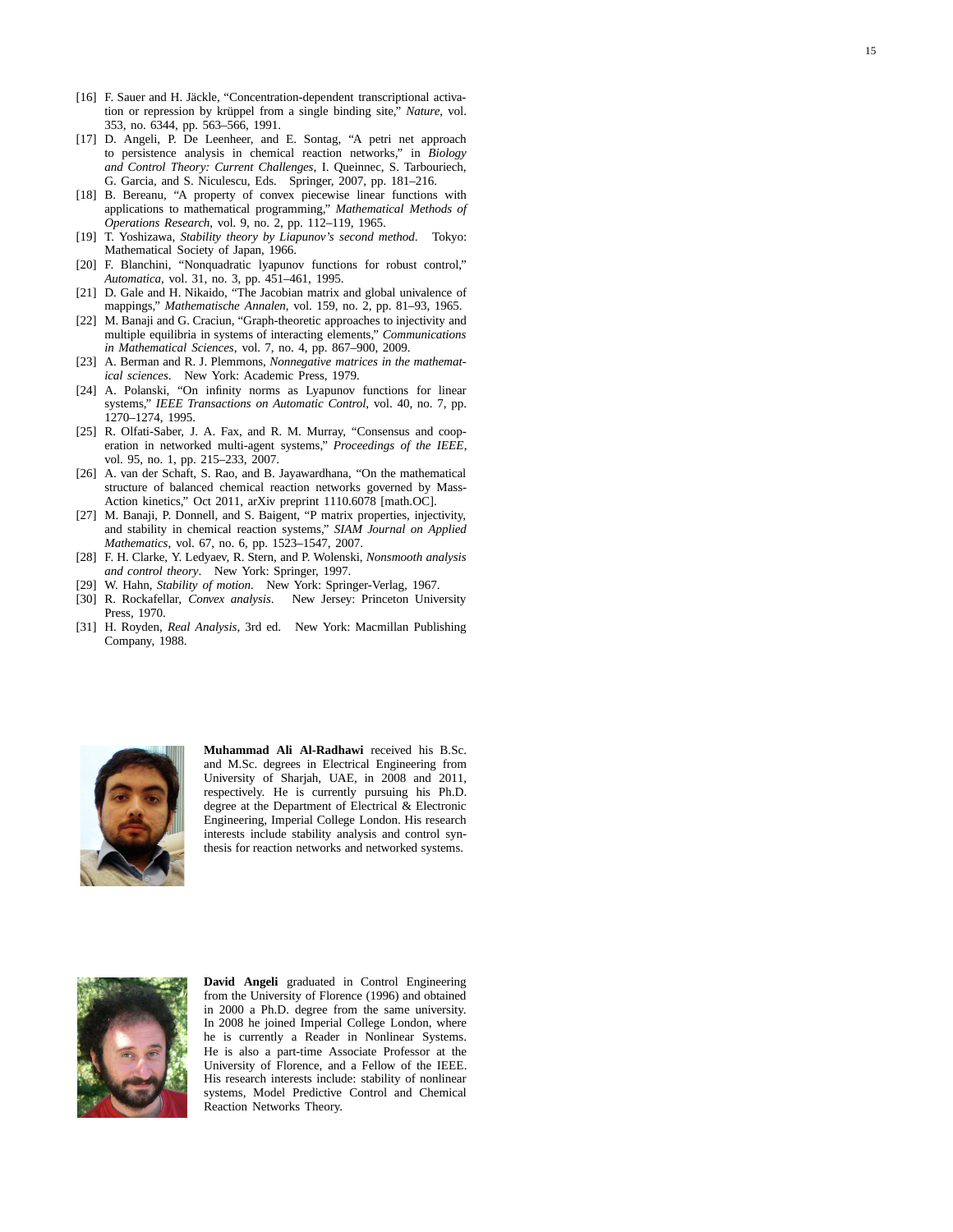[16] F. Sauer and H. Jäckle, "Concentration-dependent transcriptional activation or repression by krüppel from a single binding site," *Nature*, vol. 353, no. 6344, pp. 563–566, 1991.

[17] D. Angeli, P. De Leenheer, and E. Sontag, "A petri net approach to persistence analysis in chemical reaction networks," in *Biology and Control Theory: Current Challenges*, I. Queinnec, S. Tarbouriech, G. Garcia, and S. Niculescu, Eds. Springer, 2007, pp. 181–216.

[18] B. Bereanu, "A property of convex piecewise linear functions with applications to mathematical programming," *Mathematical Methods of Operations Research*, vol. 9, no. 2, pp. 112–119, 1965.

[19] T. Yoshizawa, *Stability theory by Liapunov's second method*. Tokyo: Mathematical Society of Japan, 1966.

[20] F. Blanchini, "Nonquadratic lyapunov functions for robust control," *Automatica*, vol. 31, no. 3, pp. 451–461, 1995.

[21] D. Gale and H. Nikaido, "The Jacobian matrix and global univalence of mappings," *Mathematische Annalen*, vol. 159, no. 2, pp. 81–93, 1965.

[22] M. Banaji and G. Craciun, "Graph-theoretic approaches to injectivity and multiple equilibria in systems of interacting elements," *Communications in Mathematical Sciences*, vol. 7, no. 4, pp. 867–900, 2009.

[23] A. Berman and R. J. Plemmons, *Nonnegative matrices in the mathematical sciences*. New York: Academic Press, 1979.

[24] A. Polanski, "On infinity norms as Lyapunov functions for linear systems," *IEEE Transactions on Automatic Control*, vol. 40, no. 7, pp. 1270–1274, 1995.

[25] R. Olfati-Saber, J. A. Fax, and R. M. Murray, "Consensus and cooperation in networked multi-agent systems," *Proceedings of the IEEE*, vol. 95, no. 1, pp. 215–233, 2007.

[26] A. van der Schaft, S. Rao, and B. Jayawardhana, "On the mathematical structure of balanced chemical reaction networks governed by Mass-Action kinetics," Oct 2011, arXiv preprint 1110.6078 [math.OC].

[27] M. Banaji, P. Donnell, and S. Baigent, "P matrix properties, injectivity, and stability in chemical reaction systems," *SIAM Journal on Applied Mathematics*, vol. 67, no. 6, pp. 1523–1547, 2007.

[28] F. H. Clarke, Y. Ledyaev, R. Stern, and P. Wolenski, *Nonsmooth analysis and control theory*. New York: Springer, 1997.

[29] W. Hahn, *Stability of motion*. New York: Springer-Verlag, 1967.

[30] R. Rockafellar, *Convex analysis*. New Jersey: Princeton University Press, 1970.

[31] H. Royden, *Real Analysis*, 3rd ed. New York: Macmillan Publishing Company, 1988.

**Muhammad Ali Al-Radhawi** received his B.Sc. and M.Sc. degrees in Electrical Engineering from University of Sharjah, UAE, in 2008 and 2011, respectively. He is currently pursuing his Ph.D. degree at the Department of Electrical & Electronic Engineering, Imperial College London. His research interests include stability analysis and control synthesis for reaction networks and networked systems.

**David Angeli** graduated in Control Engineering from the University of Florence (1996) and obtained in 2000 a Ph.D. degree from the same university. In 2008 he joined Imperial College London, where he is currently a Reader in Nonlinear Systems. He is also a part-time Associate Professor at the University of Florence, and a Fellow of the IEEE. His research interests include: stability of nonlinear systems, Model Predictive Control and Chemical Reaction Networks Theory.